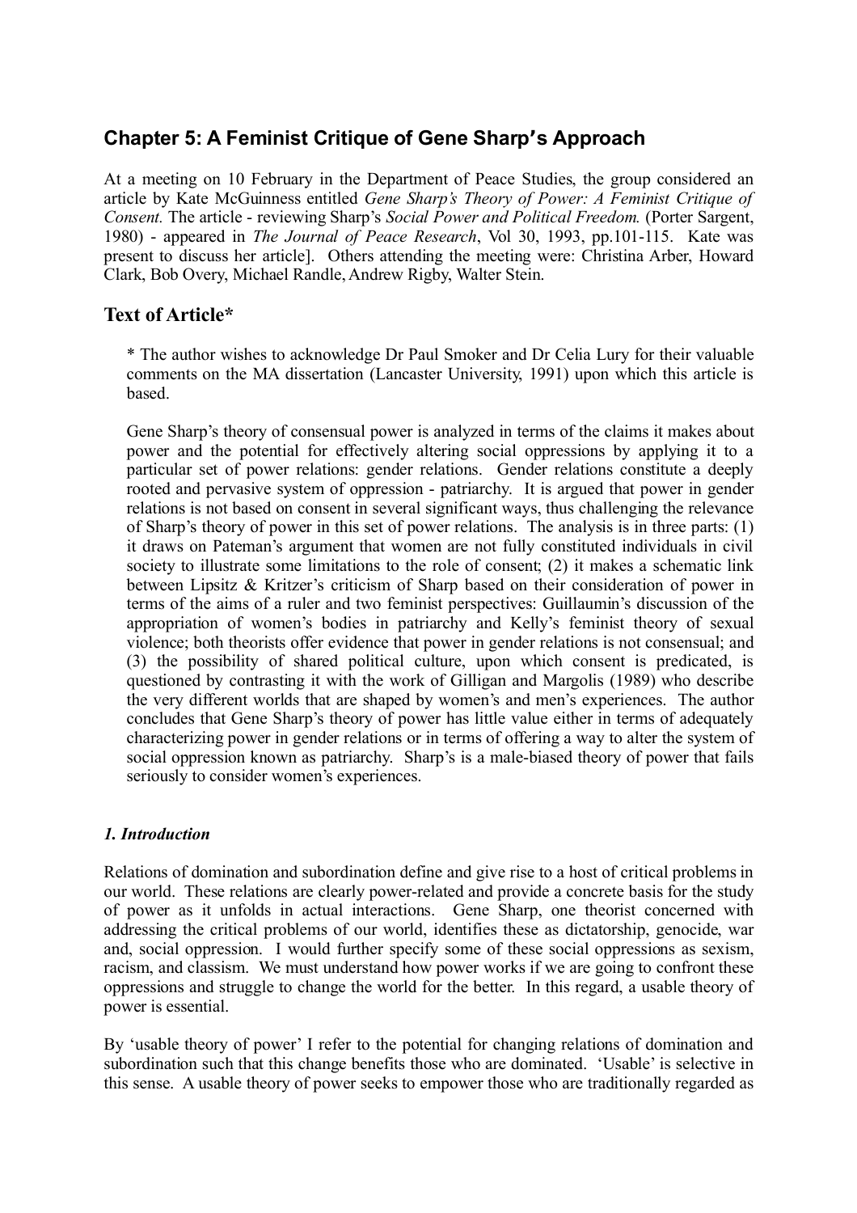## Chapter 5: A Feminist Critique of Gene Sharp's Approach

At a meeting on 10 February in the Department of Peace Studies, the group considered an article by Kate McGuinness entitled *Gene Sharp's Theory of Power: A Feminist Critique of Consent.* The article - reviewing Sharp's *Social Power and Political Freedom.* (Porter Sargent, 1980) - appeared in *The Journal of Peace Research*, Vol 30, 1993, pp.101-115. Kate was present to discuss her article]. Others attending the meeting were: Christina Arber, Howard Clark, Bob Overy, Michael Randle, Andrew Rigby, Walter Stein.

## Text of Article*

> * The author wishes to acknowledge Dr Paul Smoker and Dr Celia Lury for their valuable comments on the MA dissertation (Lancaster University, 1991) upon which this article is based.
>
> Gene Sharp's theory of consensual power is analyzed in terms of the claims it makes about power and the potential for effectively altering social oppressions by applying it to a particular set of power relations: gender relations. Gender relations constitute a deeply rooted and pervasive system of oppression - patriarchy. It is argued that power in gender relations is not based on consent in several significant ways, thus challenging the relevance of Sharp's theory of power in this set of power relations. The analysis is in three parts: (1) it draws on Pateman's argument that women are not fully constituted individuals in civil society to illustrate some limitations to the role of consent; (2) it makes a schematic link between Lipsitz & Kritzer's criticism of Sharp based on their consideration of power in terms of the aims of a ruler and two feminist perspectives: Guillaumin's discussion of the appropriation of women's bodies in patriarchy and Kelly's feminist theory of sexual violence; both theorists offer evidence that power in gender relations is not consensual; and (3) the possibility of shared political culture, upon which consent is predicated, is questioned by contrasting it with the work of Gilligan and Margolis (1989) who describe the very different worlds that are shaped by women's and men's experiences. The author concludes that Gene Sharp's theory of power has little value either in terms of adequately characterizing power in gender relations or in terms of offering a way to alter the system of social oppression known as patriarchy. Sharp's is a male-biased theory of power that fails seriously to consider women's experiences.

### *1. Introduction*

Relations of domination and subordination define and give rise to a host of critical problems in our world. These relations are clearly power-related and provide a concrete basis for the study of power as it unfolds in actual interactions. Gene Sharp, one theorist concerned with addressing the critical problems of our world, identifies these as dictatorship, genocide, war and, social oppression. I would further specify some of these social oppressions as sexism, racism, and classism. We must understand how power works if we are going to confront these oppressions and struggle to change the world for the better. In this regard, a usable theory of power is essential.

By 'usable theory of power' I refer to the potential for changing relations of domination and subordination such that this change benefits those who are dominated. 'Usable' is selective in this sense. A usable theory of power seeks to empower those who are traditionally regarded as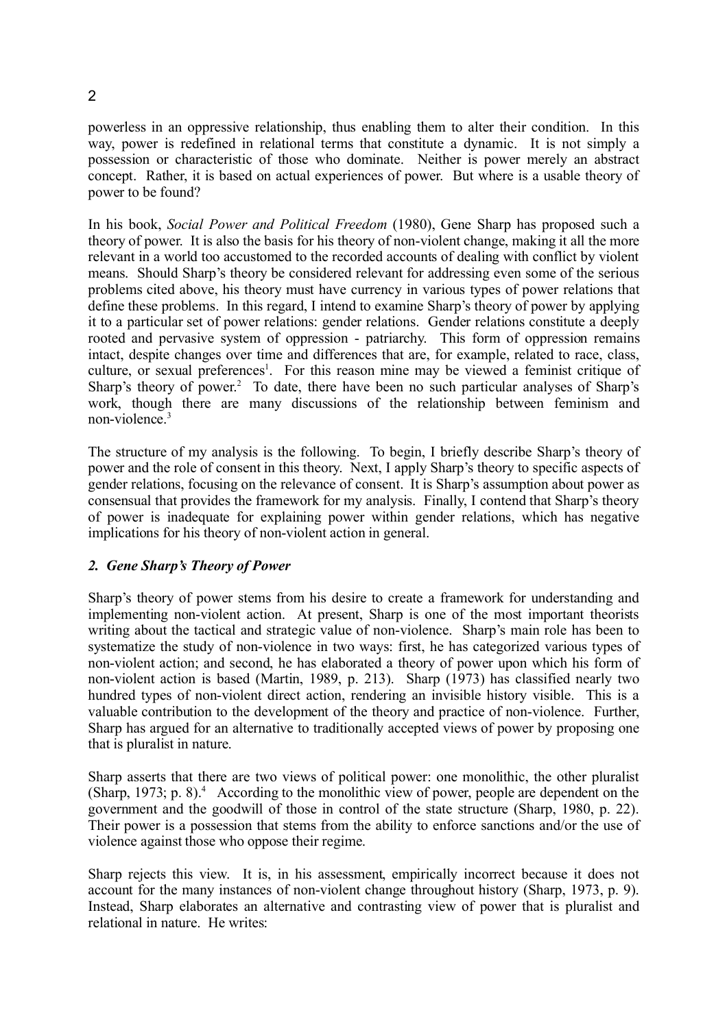powerless in an oppressive relationship, thus enabling them to alter their condition. In this way, power is redefined in relational terms that constitute a dynamic. It is not simply a possession or characteristic of those who dominate. Neither is power merely an abstract concept. Rather, it is based on actual experiences of power. But where is a usable theory of power to be found?

In his book, *Social Power and Political Freedom* (1980), Gene Sharp has proposed such a theory of power. It is also the basis for his theory of non-violent change, making it all the more relevant in a world too accustomed to the recorded accounts of dealing with conflict by violent means. Should Sharp's theory be considered relevant for addressing even some of the serious problems cited above, his theory must have currency in various types of power relations that define these problems. In this regard, I intend to examine Sharp's theory of power by applying it to a particular set of power relations: gender relations. Gender relations constitute a deeply rooted and pervasive system of oppression - patriarchy. This form of oppression remains intact, despite changes over time and differences that are, for example, related to race, class, culture, or sexual preferences[1]. For this reason mine may be viewed a feminist critique of Sharp's theory of power.[2] To date, there have been no such particular analyses of Sharp's work, though there are many discussions of the relationship between feminism and non-violence.[3]

The structure of my analysis is the following. To begin, I briefly describe Sharp's theory of power and the role of consent in this theory. Next, I apply Sharp's theory to specific aspects of gender relations, focusing on the relevance of consent. It is Sharp's assumption about power as consensual that provides the framework for my analysis. Finally, I contend that Sharp's theory of power is inadequate for explaining power within gender relations, which has negative implications for his theory of non-violent action in general.

## *2. Gene Sharp's Theory of Power*

Sharp's theory of power stems from his desire to create a framework for understanding and implementing non-violent action. At present, Sharp is one of the most important theorists writing about the tactical and strategic value of non-violence. Sharp's main role has been to systematize the study of non-violence in two ways: first, he has categorized various types of non-violent action; and second, he has elaborated a theory of power upon which his form of non-violent action is based (Martin, 1989, p. 213). Sharp (1973) has classified nearly two hundred types of non-violent direct action, rendering an invisible history visible. This is a valuable contribution to the development of the theory and practice of non-violence. Further, Sharp has argued for an alternative to traditionally accepted views of power by proposing one that is pluralist in nature.

Sharp asserts that there are two views of political power: one monolithic, the other pluralist (Sharp, 1973; p. 8).[4] According to the monolithic view of power, people are dependent on the government and the goodwill of those in control of the state structure (Sharp, 1980, p. 22). Their power is a possession that stems from the ability to enforce sanctions and/or the use of violence against those who oppose their regime.

Sharp rejects this view. It is, in his assessment, empirically incorrect because it does not account for the many instances of non-violent change throughout history (Sharp, 1973, p. 9). Instead, Sharp elaborates an alternative and contrasting view of power that is pluralist and relational in nature. He writes: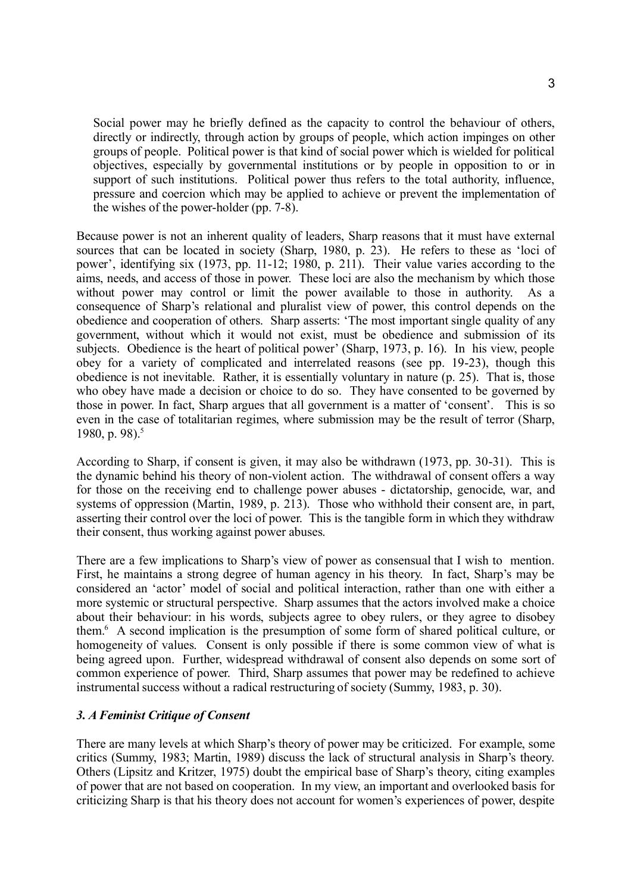> Social power may he briefly defined as the capacity to control the behaviour of others, directly or indirectly, through action by groups of people, which action impinges on other groups of people. Political power is that kind of social power which is wielded for political objectives, especially by governmental institutions or by people in opposition to or in support of such institutions. Political power thus refers to the total authority, influence, pressure and coercion which may be applied to achieve or prevent the implementation of the wishes of the power-holder (pp. 7-8).

Because power is not an inherent quality of leaders, Sharp reasons that it must have external sources that can be located in society (Sharp, 1980, p. 23). He refers to these as 'loci of power', identifying six (1973, pp. 11-12; 1980, p. 211). Their value varies according to the aims, needs, and access of those in power. These loci are also the mechanism by which those without power may control or limit the power available to those in authority. As a consequence of Sharp's relational and pluralist view of power, this control depends on the obedience and cooperation of others. Sharp asserts: 'The most important single quality of any government, without which it would not exist, must be obedience and submission of its subjects. Obedience is the heart of political power' (Sharp, 1973, p. 16). In his view, people obey for a variety of complicated and interrelated reasons (see pp. 19-23), though this obedience is not inevitable. Rather, it is essentially voluntary in nature (p. 25). That is, those who obey have made a decision or choice to do so. They have consented to be governed by those in power. In fact, Sharp argues that all government is a matter of 'consent'. This is so even in the case of totalitarian regimes, where submission may be the result of terror (Sharp, 1980, p. 98).[5]

According to Sharp, if consent is given, it may also be withdrawn (1973, pp. 30-31). This is the dynamic behind his theory of non-violent action. The withdrawal of consent offers a way for those on the receiving end to challenge power abuses - dictatorship, genocide, war, and systems of oppression (Martin, 1989, p. 213). Those who withhold their consent are, in part, asserting their control over the loci of power. This is the tangible form in which they withdraw their consent, thus working against power abuses.

There are a few implications to Sharp's view of power as consensual that I wish to mention. First, he maintains a strong degree of human agency in his theory. In fact, Sharp's may be considered an 'actor' model of social and political interaction, rather than one with either a more systemic or structural perspective. Sharp assumes that the actors involved make a choice about their behaviour: in his words, subjects agree to obey rulers, or they agree to disobey them.[6] A second implication is the presumption of some form of shared political culture, or homogeneity of values. Consent is only possible if there is some common view of what is being agreed upon. Further, widespread withdrawal of consent also depends on some sort of common experience of power. Third, Sharp assumes that power may be redefined to achieve instrumental success without a radical restructuring of society (Summy, 1983, p. 30).

### *3. A Feminist Critique of Consent*

There are many levels at which Sharp's theory of power may be criticized. For example, some critics (Summy, 1983; Martin, 1989) discuss the lack of structural analysis in Sharp's theory. Others (Lipsitz and Kritzer, 1975) doubt the empirical base of Sharp's theory, citing examples of power that are not based on cooperation. In my view, an important and overlooked basis for criticizing Sharp is that his theory does not account for women's experiences of power, despite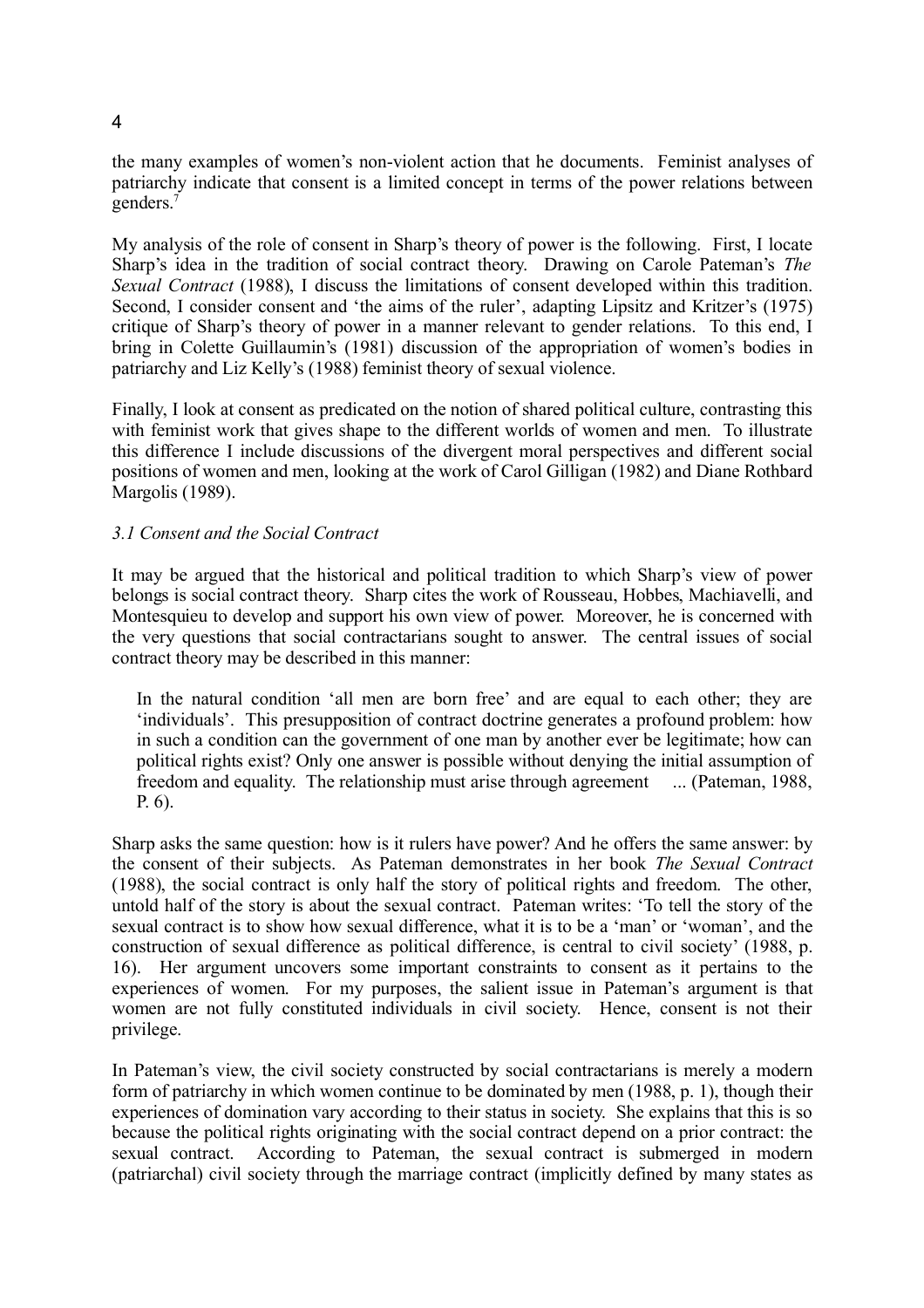the many examples of women's non-violent action that he documents. Feminist analyses of patriarchy indicate that consent is a limited concept in terms of the power relations between genders.[7]

My analysis of the role of consent in Sharp's theory of power is the following. First, I locate Sharp's idea in the tradition of social contract theory. Drawing on Carole Pateman's *The Sexual Contract* (1988), I discuss the limitations of consent developed within this tradition. Second, I consider consent and 'the aims of the ruler', adapting Lipsitz and Kritzer's (1975) critique of Sharp's theory of power in a manner relevant to gender relations. To this end, I bring in Colette Guillaumin's (1981) discussion of the appropriation of women's bodies in patriarchy and Liz Kelly's (1988) feminist theory of sexual violence.

Finally, I look at consent as predicated on the notion of shared political culture, contrasting this with feminist work that gives shape to the different worlds of women and men. To illustrate this difference I include discussions of the divergent moral perspectives and different social positions of women and men, looking at the work of Carol Gilligan (1982) and Diane Rothbard Margolis (1989).

### *3.1 Consent and the Social Contract*

It may be argued that the historical and political tradition to which Sharp's view of power belongs is social contract theory. Sharp cites the work of Rousseau, Hobbes, Machiavelli, and Montesquieu to develop and support his own view of power. Moreover, he is concerned with the very questions that social contractarians sought to answer. The central issues of social contract theory may be described in this manner:

> In the natural condition 'all men are born free' and are equal to each other; they are 'individuals'. This presupposition of contract doctrine generates a profound problem: how in such a condition can the government of one man by another ever be legitimate; how can political rights exist? Only one answer is possible without denying the initial assumption of freedom and equality. The relationship must arise through agreement ... (Pateman, 1988, P. 6).

Sharp asks the same question: how is it rulers have power? And he offers the same answer: by the consent of their subjects. As Pateman demonstrates in her book *The Sexual Contract* (1988), the social contract is only half the story of political rights and freedom. The other, untold half of the story is about the sexual contract. Pateman writes: 'To tell the story of the sexual contract is to show how sexual difference, what it is to be a 'man' or 'woman', and the construction of sexual difference as political difference, is central to civil society' (1988, p. 16). Her argument uncovers some important constraints to consent as it pertains to the experiences of women. For my purposes, the salient issue in Pateman's argument is that women are not fully constituted individuals in civil society. Hence, consent is not their privilege.

In Pateman's view, the civil society constructed by social contractarians is merely a modern form of patriarchy in which women continue to be dominated by men (1988, p. 1), though their experiences of domination vary according to their status in society. She explains that this is so because the political rights originating with the social contract depend on a prior contract: the sexual contract. According to Pateman, the sexual contract is submerged in modern (patriarchal) civil society through the marriage contract (implicitly defined by many states as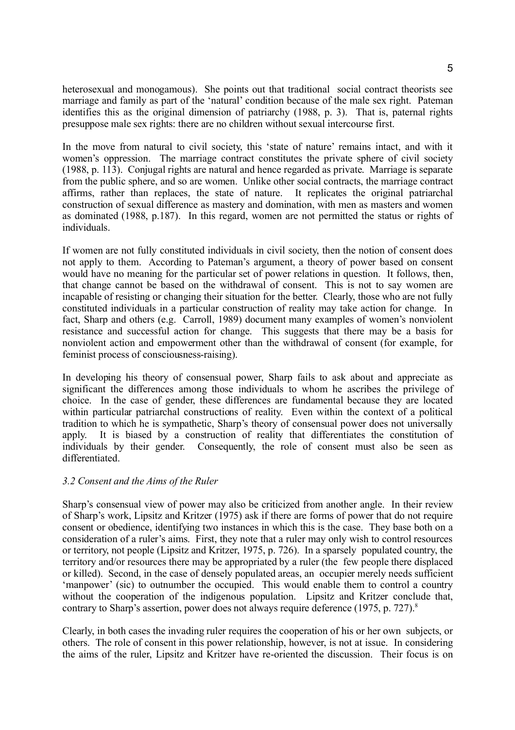heterosexual and monogamous). She points out that traditional social contract theorists see marriage and family as part of the 'natural' condition because of the male sex right. Pateman identifies this as the original dimension of patriarchy (1988, p. 3). That is, paternal rights presuppose male sex rights: there are no children without sexual intercourse first.

In the move from natural to civil society, this 'state of nature' remains intact, and with it women's oppression. The marriage contract constitutes the private sphere of civil society (1988, p. 113). Conjugal rights are natural and hence regarded as private. Marriage is separate from the public sphere, and so are women. Unlike other social contracts, the marriage contract affirms, rather than replaces, the state of nature. It replicates the original patriarchal construction of sexual difference as mastery and domination, with men as masters and women as dominated (1988, p.187). In this regard, women are not permitted the status or rights of individuals.

If women are not fully constituted individuals in civil society, then the notion of consent does not apply to them. According to Pateman's argument, a theory of power based on consent would have no meaning for the particular set of power relations in question. It follows, then, that change cannot be based on the withdrawal of consent. This is not to say women are incapable of resisting or changing their situation for the better. Clearly, those who are not fully constituted individuals in a particular construction of reality may take action for change. In fact, Sharp and others (e.g. Carroll, 1989) document many examples of women's nonviolent resistance and successful action for change. This suggests that there may be a basis for nonviolent action and empowerment other than the withdrawal of consent (for example, for feminist process of consciousness-raising).

In developing his theory of consensual power, Sharp fails to ask about and appreciate as significant the differences among those individuals to whom he ascribes the privilege of choice. In the case of gender, these differences are fundamental because they are located within particular patriarchal constructions of reality. Even within the context of a political tradition to which he is sympathetic, Sharp's theory of consensual power does not universally apply. It is biased by a construction of reality that differentiates the constitution of individuals by their gender. Consequently, the role of consent must also be seen as differentiated.

### *3.2 Consent and the Aims of the Ruler*

Sharp's consensual view of power may also be criticized from another angle. In their review of Sharp's work, Lipsitz and Kritzer (1975) ask if there are forms of power that do not require consent or obedience, identifying two instances in which this is the case. They base both on a consideration of a ruler's aims. First, they note that a ruler may only wish to control resources or territory, not people (Lipsitz and Kritzer, 1975, p. 726). In a sparsely populated country, the territory and/or resources there may be appropriated by a ruler (the few people there displaced or killed). Second, in the case of densely populated areas, an occupier merely needs sufficient 'manpower' (sic) to outnumber the occupied. This would enable them to control a country without the cooperation of the indigenous population. Lipsitz and Kritzer conclude that, contrary to Sharp's assertion, power does not always require deference (1975, p. 727).[8]

Clearly, in both cases the invading ruler requires the cooperation of his or her own subjects, or others. The role of consent in this power relationship, however, is not at issue. In considering the aims of the ruler, Lipsitz and Kritzer have re-oriented the discussion. Their focus is on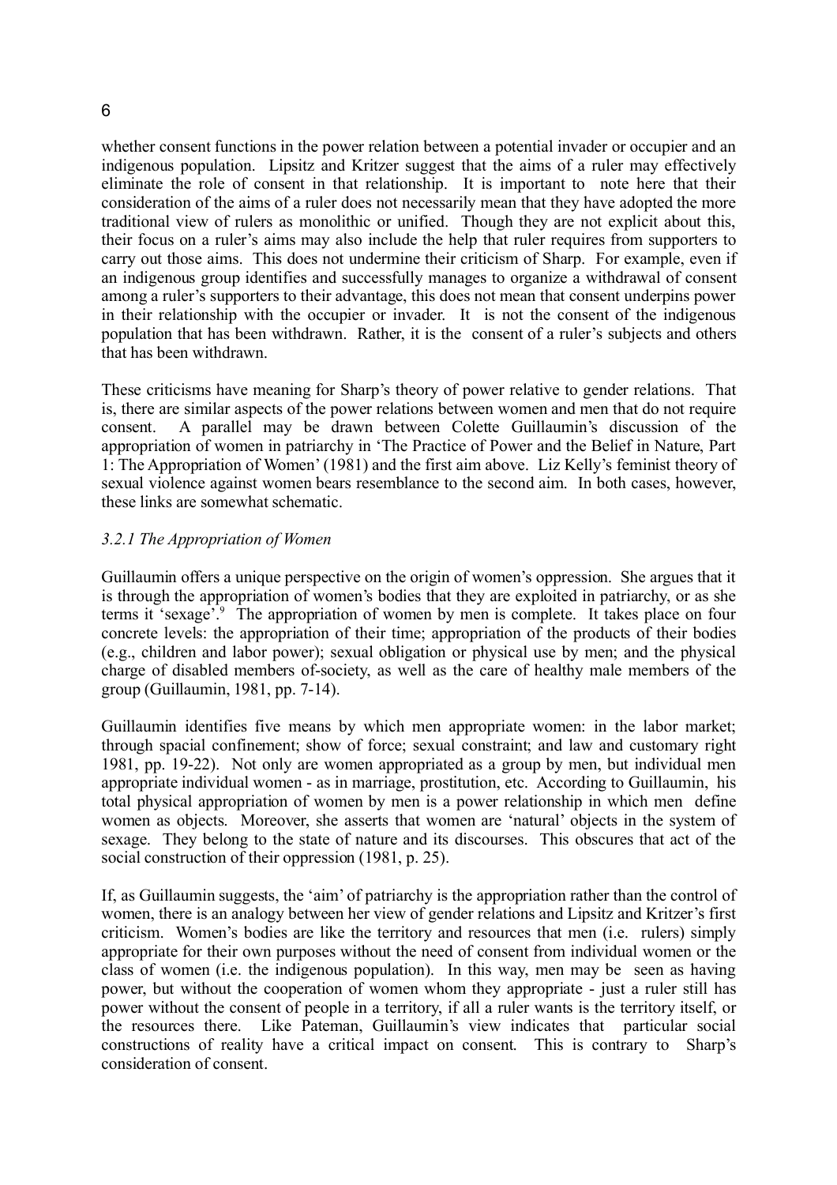whether consent functions in the power relation between a potential invader or occupier and an indigenous population. Lipsitz and Kritzer suggest that the aims of a ruler may effectively eliminate the role of consent in that relationship. It is important to note here that their consideration of the aims of a ruler does not necessarily mean that they have adopted the more traditional view of rulers as monolithic or unified. Though they are not explicit about this, their focus on a ruler's aims may also include the help that ruler requires from supporters to carry out those aims. This does not undermine their criticism of Sharp. For example, even if an indigenous group identifies and successfully manages to organize a withdrawal of consent among a ruler's supporters to their advantage, this does not mean that consent underpins power in their relationship with the occupier or invader. It is not the consent of the indigenous population that has been withdrawn. Rather, it is the consent of a ruler's subjects and others that has been withdrawn.

These criticisms have meaning for Sharp's theory of power relative to gender relations. That is, there are similar aspects of the power relations between women and men that do not require consent. A parallel may be drawn between Colette Guillaumin's discussion of the appropriation of women in patriarchy in 'The Practice of Power and the Belief in Nature, Part 1: The Appropriation of Women' (1981) and the first aim above. Liz Kelly's feminist theory of sexual violence against women bears resemblance to the second aim. In both cases, however, these links are somewhat schematic.

### *3.2.1 The Appropriation of Women*

Guillaumin offers a unique perspective on the origin of women's oppression. She argues that it is through the appropriation of women's bodies that they are exploited in patriarchy, or as she terms it 'sexage'.[9] The appropriation of women by men is complete. It takes place on four concrete levels: the appropriation of their time; appropriation of the products of their bodies (e.g., children and labor power); sexual obligation or physical use by men; and the physical charge of disabled members of-society, as well as the care of healthy male members of the group (Guillaumin, 1981, pp. 7-14).

Guillaumin identifies five means by which men appropriate women: in the labor market; through spacial confinement; show of force; sexual constraint; and law and customary right 1981, pp. 19-22). Not only are women appropriated as a group by men, but individual men appropriate individual women - as in marriage, prostitution, etc. According to Guillaumin, his total physical appropriation of women by men is a power relationship in which men define women as objects. Moreover, she asserts that women are 'natural' objects in the system of sexage. They belong to the state of nature and its discourses. This obscures that act of the social construction of their oppression (1981, p. 25).

If, as Guillaumin suggests, the 'aim' of patriarchy is the appropriation rather than the control of women, there is an analogy between her view of gender relations and Lipsitz and Kritzer's first criticism. Women's bodies are like the territory and resources that men (i.e. rulers) simply appropriate for their own purposes without the need of consent from individual women or the class of women (i.e. the indigenous population). In this way, men may be seen as having power, but without the cooperation of women whom they appropriate - just a ruler still has power without the consent of people in a territory, if all a ruler wants is the territory itself, or the resources there. Like Pateman, Guillaumin's view indicates that particular social constructions of reality have a critical impact on consent. This is contrary to Sharp's consideration of consent.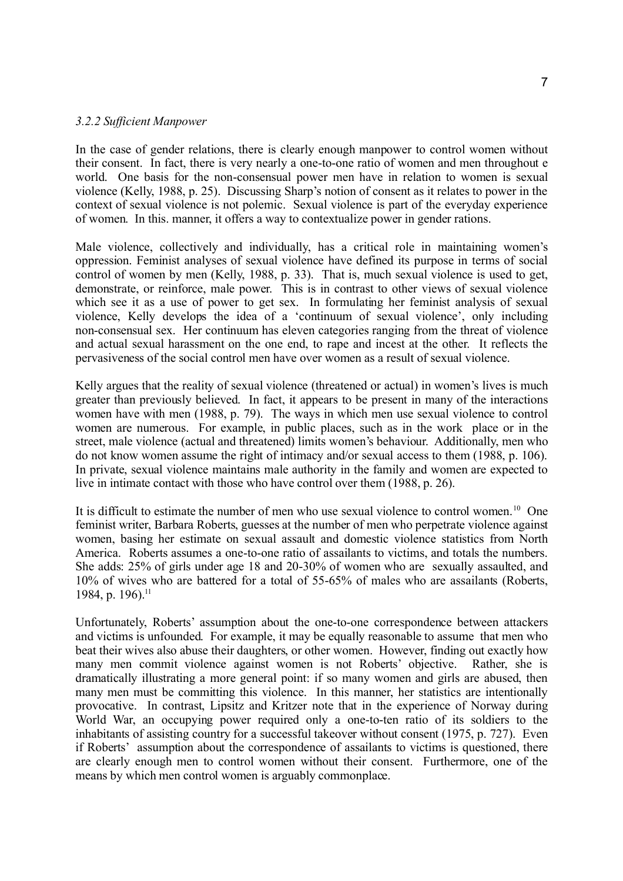### *3.2.2 Sufficient Manpower*

In the case of gender relations, there is clearly enough manpower to control women without their consent. In fact, there is very nearly a one-to-one ratio of women and men throughout e world. One basis for the non-consensual power men have in relation to women is sexual violence (Kelly, 1988, p. 25). Discussing Sharp's notion of consent as it relates to power in the context of sexual violence is not polemic. Sexual violence is part of the everyday experience of women. In this. manner, it offers a way to contextualize power in gender rations.

Male violence, collectively and individually, has a critical role in maintaining women's oppression. Feminist analyses of sexual violence have defined its purpose in terms of social control of women by men (Kelly, 1988, p. 33). That is, much sexual violence is used to get, demonstrate, or reinforce, male power. This is in contrast to other views of sexual violence which see it as a use of power to get sex. In formulating her feminist analysis of sexual violence, Kelly develops the idea of a 'continuum of sexual violence', only including non-consensual sex. Her continuum has eleven categories ranging from the threat of violence and actual sexual harassment on the one end, to rape and incest at the other. It reflects the pervasiveness of the social control men have over women as a result of sexual violence.

Kelly argues that the reality of sexual violence (threatened or actual) in women's lives is much greater than previously believed. In fact, it appears to be present in many of the interactions women have with men (1988, p. 79). The ways in which men use sexual violence to control women are numerous. For example, in public places, such as in the work place or in the street, male violence (actual and threatened) limits women's behaviour. Additionally, men who do not know women assume the right of intimacy and/or sexual access to them (1988, p. 106). In private, sexual violence maintains male authority in the family and women are expected to live in intimate contact with those who have control over them (1988, p. 26).

It is difficult to estimate the number of men who use sexual violence to control women.[10] One feminist writer, Barbara Roberts, guesses at the number of men who perpetrate violence against women, basing her estimate on sexual assault and domestic violence statistics from North America. Roberts assumes a one-to-one ratio of assailants to victims, and totals the numbers. She adds: 25% of girls under age 18 and 20-30% of women who are sexually assaulted, and 10% of wives who are battered for a total of 55-65% of males who are assailants (Roberts, 1984, p. 196).[11]

Unfortunately, Roberts' assumption about the one-to-one correspondence between attackers and victims is unfounded. For example, it may be equally reasonable to assume that men who beat their wives also abuse their daughters, or other women. However, finding out exactly how many men commit violence against women is not Roberts' objective. Rather, she is dramatically illustrating a more general point: if so many women and girls are abused, then many men must be committing this violence. In this manner, her statistics are intentionally provocative. In contrast, Lipsitz and Kritzer note that in the experience of Norway during World War, an occupying power required only a one-to-ten ratio of its soldiers to the inhabitants of assisting country for a successful takeover without consent (1975, p. 727). Even if Roberts' assumption about the correspondence of assailants to victims is questioned, there are clearly enough men to control women without their consent. Furthermore, one of the means by which men control women is arguably commonplace.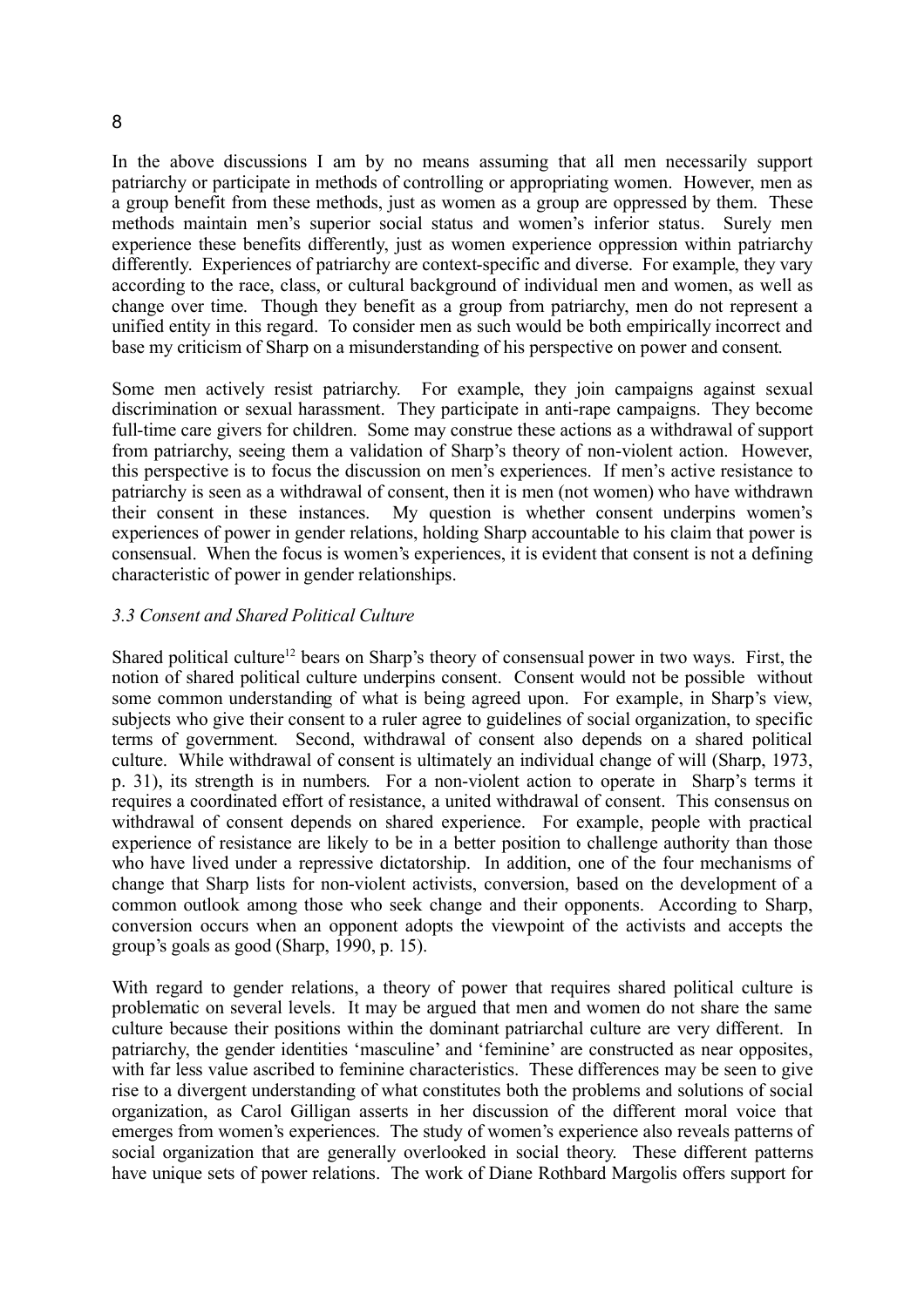In the above discussions I am by no means assuming that all men necessarily support patriarchy or participate in methods of controlling or appropriating women. However, men as a group benefit from these methods, just as women as a group are oppressed by them. These methods maintain men's superior social status and women's inferior status. Surely men experience these benefits differently, just as women experience oppression within patriarchy differently. Experiences of patriarchy are context-specific and diverse. For example, they vary according to the race, class, or cultural background of individual men and women, as well as change over time. Though they benefit as a group from patriarchy, men do not represent a unified entity in this regard. To consider men as such would be both empirically incorrect and base my criticism of Sharp on a misunderstanding of his perspective on power and consent.

Some men actively resist patriarchy. For example, they join campaigns against sexual discrimination or sexual harassment. They participate in anti-rape campaigns. They become full-time care givers for children. Some may construe these actions as a withdrawal of support from patriarchy, seeing them a validation of Sharp's theory of non-violent action. However, this perspective is to focus the discussion on men's experiences. If men's active resistance to patriarchy is seen as a withdrawal of consent, then it is men (not women) who have withdrawn their consent in these instances. My question is whether consent underpins women's experiences of power in gender relations, holding Sharp accountable to his claim that power is consensual. When the focus is women's experiences, it is evident that consent is not a defining characteristic of power in gender relationships.

### *3.3 Consent and Shared Political Culture*

Shared political culture[12] bears on Sharp's theory of consensual power in two ways. First, the notion of shared political culture underpins consent. Consent would not be possible without some common understanding of what is being agreed upon. For example, in Sharp's view, subjects who give their consent to a ruler agree to guidelines of social organization, to specific terms of government. Second, withdrawal of consent also depends on a shared political culture. While withdrawal of consent is ultimately an individual change of will (Sharp, 1973, p. 31), its strength is in numbers. For a non-violent action to operate in Sharp's terms it requires a coordinated effort of resistance, a united withdrawal of consent. This consensus on withdrawal of consent depends on shared experience. For example, people with practical experience of resistance are likely to be in a better position to challenge authority than those who have lived under a repressive dictatorship. In addition, one of the four mechanisms of change that Sharp lists for non-violent activists, conversion, based on the development of a common outlook among those who seek change and their opponents. According to Sharp, conversion occurs when an opponent adopts the viewpoint of the activists and accepts the group's goals as good (Sharp, 1990, p. 15).

With regard to gender relations, a theory of power that requires shared political culture is problematic on several levels. It may be argued that men and women do not share the same culture because their positions within the dominant patriarchal culture are very different. In patriarchy, the gender identities 'masculine' and 'feminine' are constructed as near opposites, with far less value ascribed to feminine characteristics. These differences may be seen to give rise to a divergent understanding of what constitutes both the problems and solutions of social organization, as Carol Gilligan asserts in her discussion of the different moral voice that emerges from women's experiences. The study of women's experience also reveals patterns of social organization that are generally overlooked in social theory. These different patterns have unique sets of power relations. The work of Diane Rothbard Margolis offers support for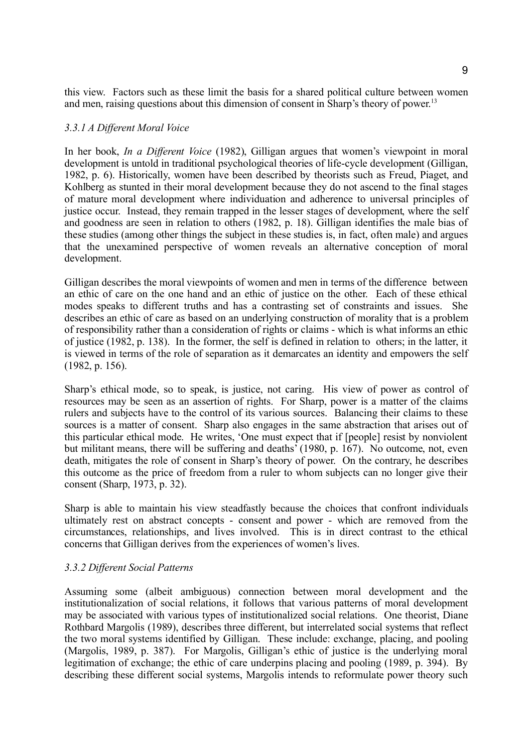this view. Factors such as these limit the basis for a shared political culture between women and men, raising questions about this dimension of consent in Sharp's theory of power.[13]

### *3.3.1 A Different Moral Voice*

In her book, *In a Different Voice* (1982), Gilligan argues that women's viewpoint in moral development is untold in traditional psychological theories of life-cycle development (Gilligan, 1982, p. 6). Historically, women have been described by theorists such as Freud, Piaget, and Kohlberg as stunted in their moral development because they do not ascend to the final stages of mature moral development where individuation and adherence to universal principles of justice occur. Instead, they remain trapped in the lesser stages of development, where the self and goodness are seen in relation to others (1982, p. 18). Gilligan identifies the male bias of these studies (among other things the subject in these studies is, in fact, often male) and argues that the unexamined perspective of women reveals an alternative conception of moral development.

Gilligan describes the moral viewpoints of women and men in terms of the difference between an ethic of care on the one hand and an ethic of justice on the other. Each of these ethical modes speaks to different truths and has a contrasting set of constraints and issues. She describes an ethic of care as based on an underlying construction of morality that is a problem of responsibility rather than a consideration of rights or claims - which is what informs an ethic of justice (1982, p. 138). In the former, the self is defined in relation to others; in the latter, it is viewed in terms of the role of separation as it demarcates an identity and empowers the self (1982, p. 156).

Sharp's ethical mode, so to speak, is justice, not caring. His view of power as control of resources may be seen as an assertion of rights. For Sharp, power is a matter of the claims rulers and subjects have to the control of its various sources. Balancing their claims to these sources is a matter of consent. Sharp also engages in the same abstraction that arises out of this particular ethical mode. He writes, 'One must expect that if [people] resist by nonviolent but militant means, there will be suffering and deaths' (1980, p. 167). No outcome, not, even death, mitigates the role of consent in Sharp's theory of power. On the contrary, he describes this outcome as the price of freedom from a ruler to whom subjects can no longer give their consent (Sharp, 1973, p. 32).

Sharp is able to maintain his view steadfastly because the choices that confront individuals ultimately rest on abstract concepts - consent and power - which are removed from the circumstances, relationships, and lives involved. This is in direct contrast to the ethical concerns that Gilligan derives from the experiences of women's lives.

### *3.3.2 Different Social Patterns*

Assuming some (albeit ambiguous) connection between moral development and the institutionalization of social relations, it follows that various patterns of moral development may be associated with various types of institutionalized social relations. One theorist, Diane Rothbard Margolis (1989), describes three different, but interrelated social systems that reflect the two moral systems identified by Gilligan. These include: exchange, placing, and pooling (Margolis, 1989, p. 387). For Margolis, Gilligan's ethic of justice is the underlying moral legitimation of exchange; the ethic of care underpins placing and pooling (1989, p. 394). By describing these different social systems, Margolis intends to reformulate power theory such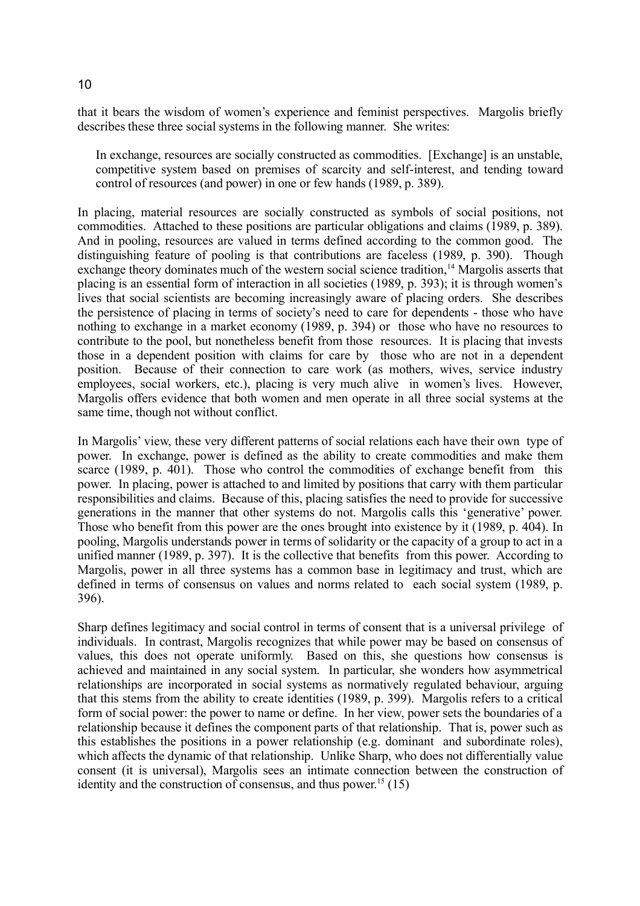that it bears the wisdom of women's experience and feminist perspectives. Margolis briefly describes these three social systems in the following manner. She writes:

> In exchange, resources are socially constructed as commodities. [Exchange] is an unstable, competitive system based on premises of scarcity and self-interest, and tending toward control of resources (and power) in one or few hands (1989, p. 389).

In placing, material resources are socially constructed as symbols of social positions, not commodities. Attached to these positions are particular obligations and claims (1989, p. 389). And in pooling, resources are valued in terms defined according to the common good. The distinguishing feature of pooling is that contributions are faceless (1989, p. 390). Though exchange theory dominates much of the western social science tradition,[14] Margolis asserts that placing is an essential form of interaction in all societies (1989, p. 393); it is through women's lives that social scientists are becoming increasingly aware of placing orders. She describes the persistence of placing in terms of society's need to care for dependents - those who have nothing to exchange in a market economy (1989, p. 394) or those who have no resources to contribute to the pool, but nonetheless benefit from those resources. It is placing that invests those in a dependent position with claims for care by those who are not in a dependent position. Because of their connection to care work (as mothers, wives, service industry employees, social workers, etc.), placing is very much alive in women's lives. However, Margolis offers evidence that both women and men operate in all three social systems at the same time, though not without conflict.

In Margolis' view, these very different patterns of social relations each have their own type of power. In exchange, power is defined as the ability to create commodities and make them scarce (1989, p. 401). Those who control the commodities of exchange benefit from this power. In placing, power is attached to and limited by positions that carry with them particular responsibilities and claims. Because of this, placing satisfies the need to provide for successive generations in the manner that other systems do not. Margolis calls this 'generative' power. Those who benefit from this power are the ones brought into existence by it (1989, p. 404). In pooling, Margolis understands power in terms of solidarity or the capacity of a group to act in a unified manner (1989, p. 397). It is the collective that benefits from this power. According to Margolis, power in all three systems has a common base in legitimacy and trust, which are defined in terms of consensus on values and norms related to each social system (1989, p. 396).

Sharp defines legitimacy and social control in terms of consent that is a universal privilege of individuals. In contrast, Margolis recognizes that while power may be based on consensus of values, this does not operate uniformly. Based on this, she questions how consensus is achieved and maintained in any social system. In particular, she wonders how asymmetrical relationships are incorporated in social systems as normatively regulated behaviour, arguing that this stems from the ability to create identities (1989, p. 399). Margolis refers to a critical form of social power: the power to name or define. In her view, power sets the boundaries of a relationship because it defines the component parts of that relationship. That is, power such as this establishes the positions in a power relationship (e.g. dominant and subordinate roles), which affects the dynamic of that relationship. Unlike Sharp, who does not differentially value consent (it is universal), Margolis sees an intimate connection between the construction of identity and the construction of consensus, and thus power.[15] (15)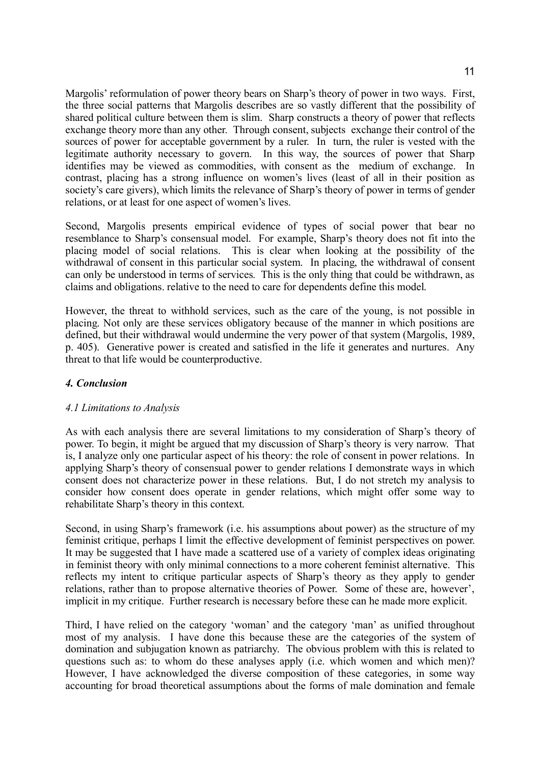Margolis' reformulation of power theory bears on Sharp's theory of power in two ways. First, the three social patterns that Margolis describes are so vastly different that the possibility of shared political culture between them is slim. Sharp constructs a theory of power that reflects exchange theory more than any other. Through consent, subjects exchange their control of the sources of power for acceptable government by a ruler. In turn, the ruler is vested with the legitimate authority necessary to govern. In this way, the sources of power that Sharp identifies may be viewed as commodities, with consent as the medium of exchange. In contrast, placing has a strong influence on women's lives (least of all in their position as society's care givers), which limits the relevance of Sharp's theory of power in terms of gender relations, or at least for one aspect of women's lives.

Second, Margolis presents empirical evidence of types of social power that bear no resemblance to Sharp's consensual model. For example, Sharp's theory does not fit into the placing model of social relations. This is clear when looking at the possibility of the withdrawal of consent in this particular social system. In placing, the withdrawal of consent can only be understood in terms of services. This is the only thing that could be withdrawn, as claims and obligations. relative to the need to care for dependents define this model.

However, the threat to withhold services, such as the care of the young, is not possible in placing. Not only are these services obligatory because of the manner in which positions are defined, but their withdrawal would undermine the very power of that system (Margolis, 1989, p. 405). Generative power is created and satisfied in the life it generates and nurtures. Any threat to that life would be counterproductive.

## *4. Conclusion*

### *4.1 Limitations to Analysis*

As with each analysis there are several limitations to my consideration of Sharp's theory of power. To begin, it might be argued that my discussion of Sharp's theory is very narrow. That is, I analyze only one particular aspect of his theory: the role of consent in power relations. In applying Sharp's theory of consensual power to gender relations I demonstrate ways in which consent does not characterize power in these relations. But, I do not stretch my analysis to consider how consent does operate in gender relations, which might offer some way to rehabilitate Sharp's theory in this context.

Second, in using Sharp's framework (i.e. his assumptions about power) as the structure of my feminist critique, perhaps I limit the effective development of feminist perspectives on power. It may be suggested that I have made a scattered use of a variety of complex ideas originating in feminist theory with only minimal connections to a more coherent feminist alternative. This reflects my intent to critique particular aspects of Sharp's theory as they apply to gender relations, rather than to propose alternative theories of Power. Some of these are, however', implicit in my critique. Further research is necessary before these can he made more explicit.

Third, I have relied on the category 'woman' and the category 'man' as unified throughout most of my analysis. I have done this because these are the categories of the system of domination and subjugation known as patriarchy. The obvious problem with this is related to questions such as: to whom do these analyses apply (i.e. which women and which men)? However, I have acknowledged the diverse composition of these categories, in some way accounting for broad theoretical assumptions about the forms of male domination and female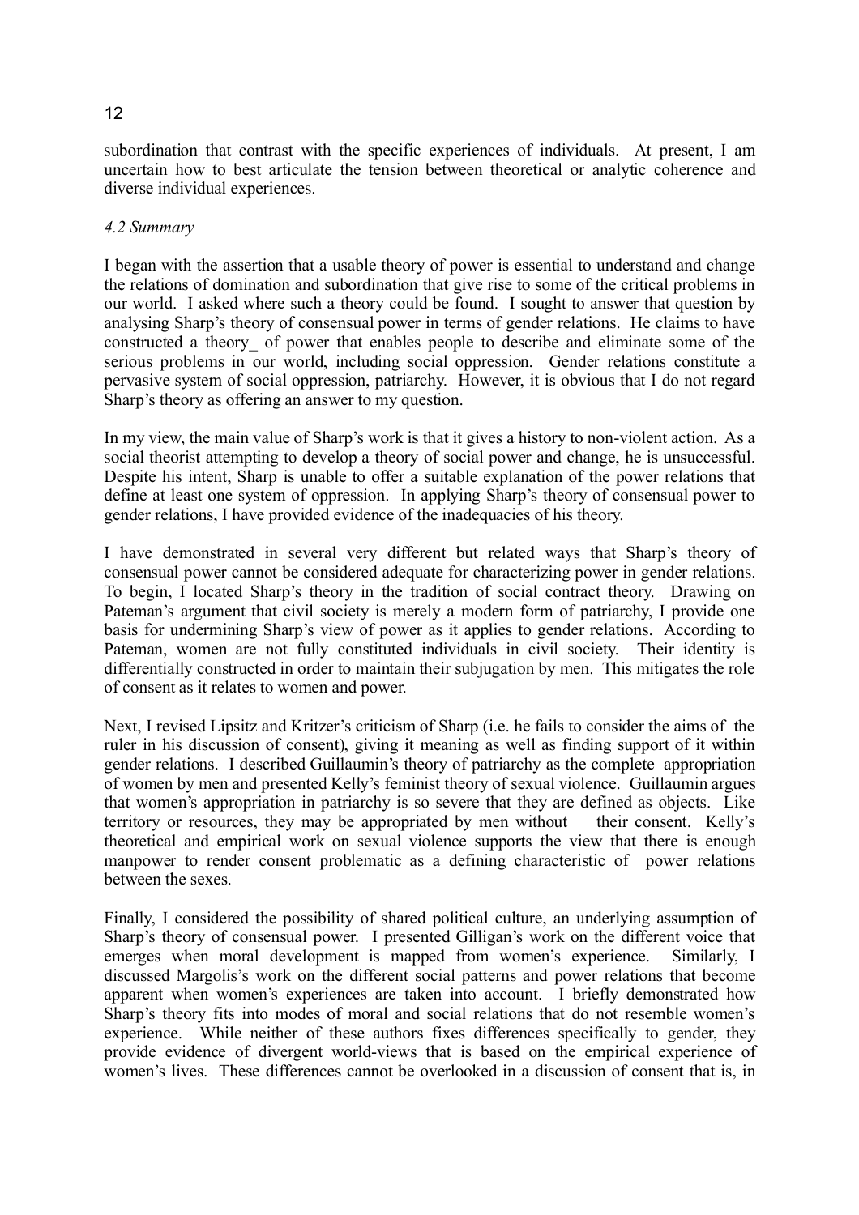subordination that contrast with the specific experiences of individuals. At present, I am uncertain how to best articulate the tension between theoretical or analytic coherence and diverse individual experiences.

*4.2 Summary*

I began with the assertion that a usable theory of power is essential to understand and change the relations of domination and subordination that give rise to some of the critical problems in our world. I asked where such a theory could be found. I sought to answer that question by analysing Sharp's theory of consensual power in terms of gender relations. He claims to have constructed a theory_ of power that enables people to describe and eliminate some of the serious problems in our world, including social oppression. Gender relations constitute a pervasive system of social oppression, patriarchy. However, it is obvious that I do not regard Sharp's theory as offering an answer to my question.

In my view, the main value of Sharp's work is that it gives a history to non-violent action. As a social theorist attempting to develop a theory of social power and change, he is unsuccessful. Despite his intent, Sharp is unable to offer a suitable explanation of the power relations that define at least one system of oppression. In applying Sharp's theory of consensual power to gender relations, I have provided evidence of the inadequacies of his theory.

I have demonstrated in several very different but related ways that Sharp's theory of consensual power cannot be considered adequate for characterizing power in gender relations. To begin, I located Sharp's theory in the tradition of social contract theory. Drawing on Pateman's argument that civil society is merely a modern form of patriarchy, I provide one basis for undermining Sharp's view of power as it applies to gender relations. According to Pateman, women are not fully constituted individuals in civil society. Their identity is differentially constructed in order to maintain their subjugation by men. This mitigates the role of consent as it relates to women and power.

Next, I revised Lipsitz and Kritzer's criticism of Sharp (i.e. he fails to consider the aims of the ruler in his discussion of consent), giving it meaning as well as finding support of it within gender relations. I described Guillaumin's theory of patriarchy as the complete appropriation of women by men and presented Kelly's feminist theory of sexual violence. Guillaumin argues that women's appropriation in patriarchy is so severe that they are defined as objects. Like territory or resources, they may be appropriated by men without their consent. Kelly's theoretical and empirical work on sexual violence supports the view that there is enough manpower to render consent problematic as a defining characteristic of power relations between the sexes.

Finally, I considered the possibility of shared political culture, an underlying assumption of Sharp's theory of consensual power. I presented Gilligan's work on the different voice that emerges when moral development is mapped from women's experience. Similarly, I discussed Margolis's work on the different social patterns and power relations that become apparent when women's experiences are taken into account. I briefly demonstrated how Sharp's theory fits into modes of moral and social relations that do not resemble women's experience. While neither of these authors fixes differences specifically to gender, they provide evidence of divergent world-views that is based on the empirical experience of women's lives. These differences cannot be overlooked in a discussion of consent that is, in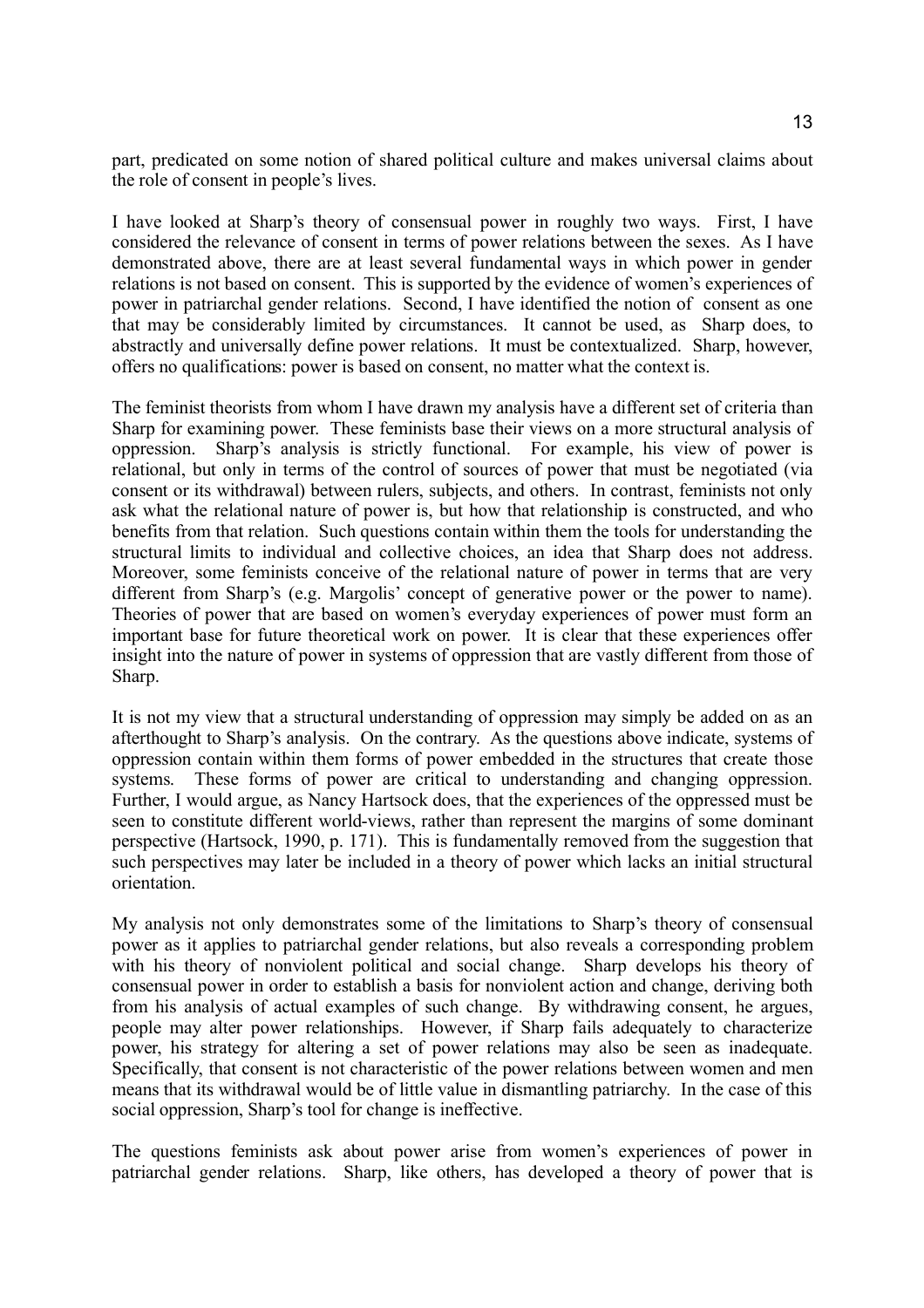part, predicated on some notion of shared political culture and makes universal claims about the role of consent in people's lives.

I have looked at Sharp's theory of consensual power in roughly two ways. First, I have considered the relevance of consent in terms of power relations between the sexes. As I have demonstrated above, there are at least several fundamental ways in which power in gender relations is not based on consent. This is supported by the evidence of women's experiences of power in patriarchal gender relations. Second, I have identified the notion of consent as one that may be considerably limited by circumstances. It cannot be used, as Sharp does, to abstractly and universally define power relations. It must be contextualized. Sharp, however, offers no qualifications: power is based on consent, no matter what the context is.

The feminist theorists from whom I have drawn my analysis have a different set of criteria than Sharp for examining power. These feminists base their views on a more structural analysis of oppression. Sharp's analysis is strictly functional. For example, his view of power is relational, but only in terms of the control of sources of power that must be negotiated (via consent or its withdrawal) between rulers, subjects, and others. In contrast, feminists not only ask what the relational nature of power is, but how that relationship is constructed, and who benefits from that relation. Such questions contain within them the tools for understanding the structural limits to individual and collective choices, an idea that Sharp does not address. Moreover, some feminists conceive of the relational nature of power in terms that are very different from Sharp's (e.g. Margolis' concept of generative power or the power to name). Theories of power that are based on women's everyday experiences of power must form an important base for future theoretical work on power. It is clear that these experiences offer insight into the nature of power in systems of oppression that are vastly different from those of Sharp.

It is not my view that a structural understanding of oppression may simply be added on as an afterthought to Sharp's analysis. On the contrary. As the questions above indicate, systems of oppression contain within them forms of power embedded in the structures that create those systems. These forms of power are critical to understanding and changing oppression. Further, I would argue, as Nancy Hartsock does, that the experiences of the oppressed must be seen to constitute different world-views, rather than represent the margins of some dominant perspective (Hartsock, 1990, p. 171). This is fundamentally removed from the suggestion that such perspectives may later be included in a theory of power which lacks an initial structural orientation.

My analysis not only demonstrates some of the limitations to Sharp's theory of consensual power as it applies to patriarchal gender relations, but also reveals a corresponding problem with his theory of nonviolent political and social change. Sharp develops his theory of consensual power in order to establish a basis for nonviolent action and change, deriving both from his analysis of actual examples of such change. By withdrawing consent, he argues, people may alter power relationships. However, if Sharp fails adequately to characterize power, his strategy for altering a set of power relations may also be seen as inadequate. Specifically, that consent is not characteristic of the power relations between women and men means that its withdrawal would be of little value in dismantling patriarchy. In the case of this social oppression, Sharp's tool for change is ineffective.

The questions feminists ask about power arise from women's experiences of power in patriarchal gender relations. Sharp, like others, has developed a theory of power that is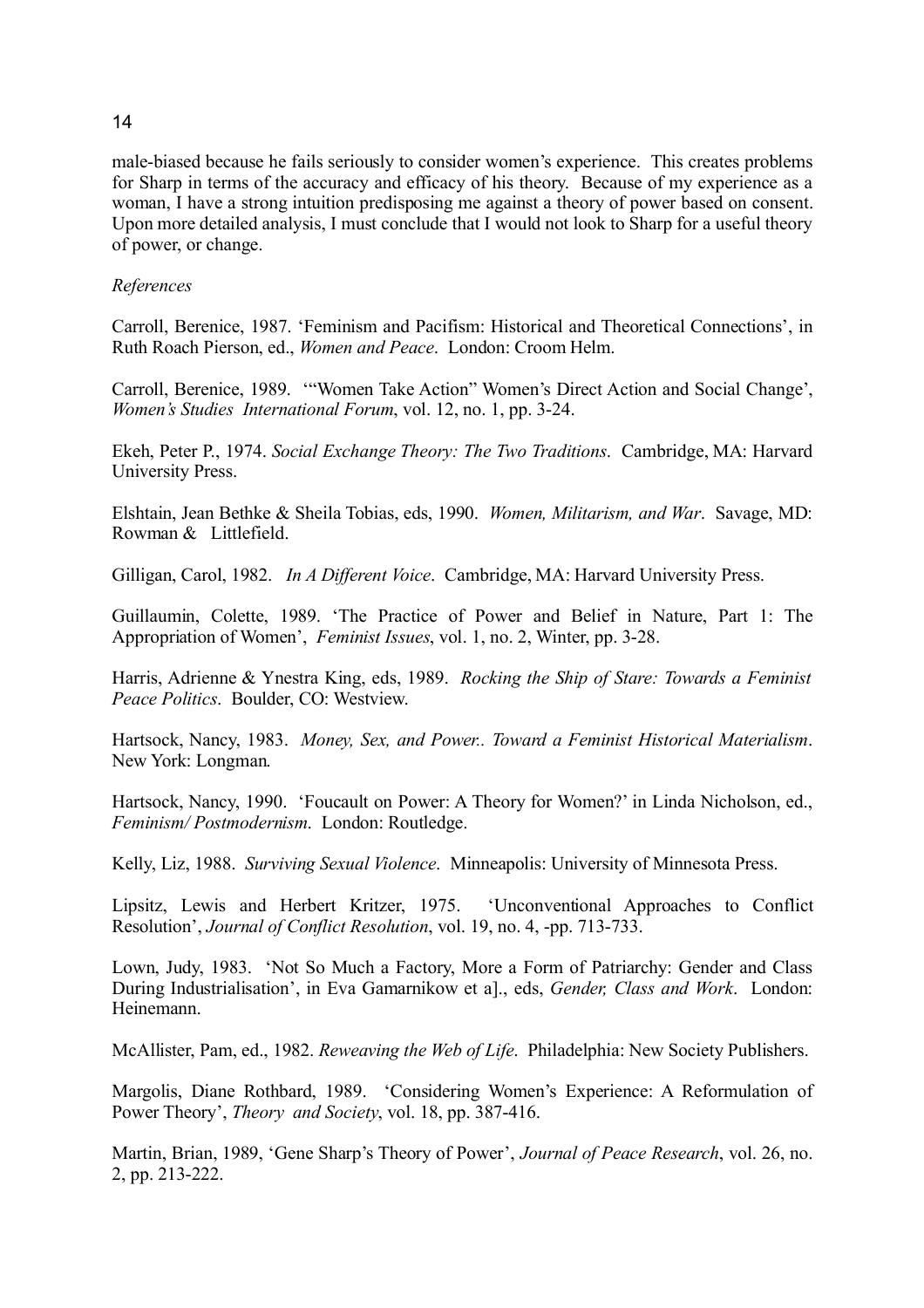male-biased because he fails seriously to consider women's experience. This creates problems for Sharp in terms of the accuracy and efficacy of his theory. Because of my experience as a woman, I have a strong intuition predisposing me against a theory of power based on consent. Upon more detailed analysis, I must conclude that I would not look to Sharp for a useful theory of power, or change.

*References*

Carroll, Berenice, 1987. 'Feminism and Pacifism: Historical and Theoretical Connections', in Ruth Roach Pierson, ed., *Women and Peace*. London: Croom Helm.

Carroll, Berenice, 1989. '"Women Take Action" Women's Direct Action and Social Change', *Women's Studies International Forum*, vol. 12, no. 1, pp. 3-24.

Ekeh, Peter P., 1974. *Social Exchange Theory: The Two Traditions*. Cambridge, MA: Harvard University Press.

Elshtain, Jean Bethke & Sheila Tobias, eds, 1990. *Women, Militarism, and War*. Savage, MD: Rowman & Littlefield.

Gilligan, Carol, 1982. *In A Different Voice*. Cambridge, MA: Harvard University Press.

Guillaumin, Colette, 1989. 'The Practice of Power and Belief in Nature, Part 1: The Appropriation of Women', *Feminist Issues*, vol. 1, no. 2, Winter, pp. 3-28.

Harris, Adrienne & Ynestra King, eds, 1989. *Rocking the Ship of Stare: Towards a Feminist Peace Politics*. Boulder, CO: Westview.

Hartsock, Nancy, 1983. *Money, Sex, and Power:. Toward a Feminist Historical Materialism*. New York: Longman.

Hartsock, Nancy, 1990. 'Foucault on Power: A Theory for Women?' in Linda Nicholson, ed., *Feminism/ Postmodernism*. London: Routledge.

Kelly, Liz, 1988. *Surviving Sexual Violence*. Minneapolis: University of Minnesota Press.

Lipsitz, Lewis and Herbert Kritzer, 1975. 'Unconventional Approaches to Conflict Resolution', *Journal of Conflict Resolution*, vol. 19, no. 4, -pp. 713-733.

Lown, Judy, 1983. 'Not So Much a Factory, More a Form of Patriarchy: Gender and Class During Industrialisation', in Eva Gamarnikow et a]., eds, *Gender, Class and Work*. London: Heinemann.

McAllister, Pam, ed., 1982. *Reweaving the Web of Life*. Philadelphia: New Society Publishers.

Margolis, Diane Rothbard, 1989. 'Considering Women's Experience: A Reformulation of Power Theory', *Theory and Society*, vol. 18, pp. 387-416.

Martin, Brian, 1989, 'Gene Sharp's Theory of Power', *Journal of Peace Research*, vol. 26, no. 2, pp. 213-222.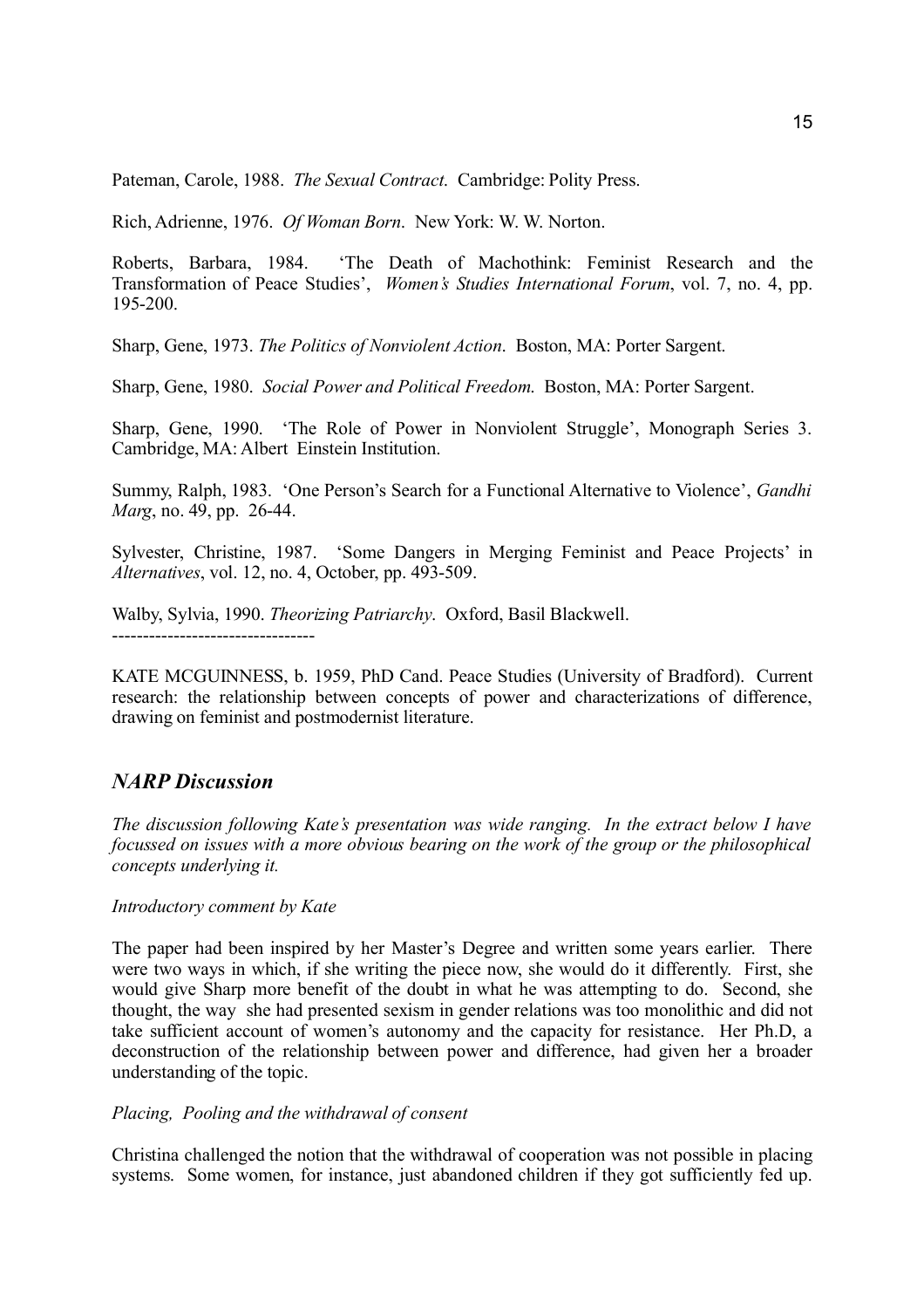Pateman, Carole, 1988. *The Sexual Contract*. Cambridge: Polity Press.

Rich, Adrienne, 1976. *Of Woman Born*. New York: W. W. Norton.

Roberts, Barbara, 1984. 'The Death of Machothink: Feminist Research and the Transformation of Peace Studies', *Women's Studies International Forum*, vol. 7, no. 4, pp. 195-200.

Sharp, Gene, 1973. *The Politics of Nonviolent Action*. Boston, MA: Porter Sargent.

Sharp, Gene, 1980. *Social Power and Political Freedom*. Boston, MA: Porter Sargent.

Sharp, Gene, 1990. 'The Role of Power in Nonviolent Struggle', Monograph Series 3. Cambridge, MA: Albert Einstein Institution.

Summy, Ralph, 1983. 'One Person's Search for a Functional Alternative to Violence', *Gandhi Marg*, no. 49, pp. 26-44.

Sylvester, Christine, 1987. 'Some Dangers in Merging Feminist and Peace Projects' in *Alternatives*, vol. 12, no. 4, October, pp. 493-509.

Walby, Sylvia, 1990. *Theorizing Patriarchy*. Oxford, Basil Blackwell.

---

KATE MCGUINNESS, b. 1959, PhD Cand. Peace Studies (University of Bradford). Current research: the relationship between concepts of power and characterizations of difference, drawing on feminist and postmodernist literature.

## *NARP Discussion*

*The discussion following Kate's presentation was wide ranging. In the extract below I have focussed on issues with a more obvious bearing on the work of the group or the philosophical concepts underlying it.*

*Introductory comment by Kate*

The paper had been inspired by her Master's Degree and written some years earlier. There were two ways in which, if she writing the piece now, she would do it differently. First, she would give Sharp more benefit of the doubt in what he was attempting to do. Second, she thought, the way she had presented sexism in gender relations was too monolithic and did not take sufficient account of women's autonomy and the capacity for resistance. Her Ph.D, a deconstruction of the relationship between power and difference, had given her a broader understanding of the topic.

*Placing, Pooling and the withdrawal of consent*

Christina challenged the notion that the withdrawal of cooperation was not possible in placing systems. Some women, for instance, just abandoned children if they got sufficiently fed up.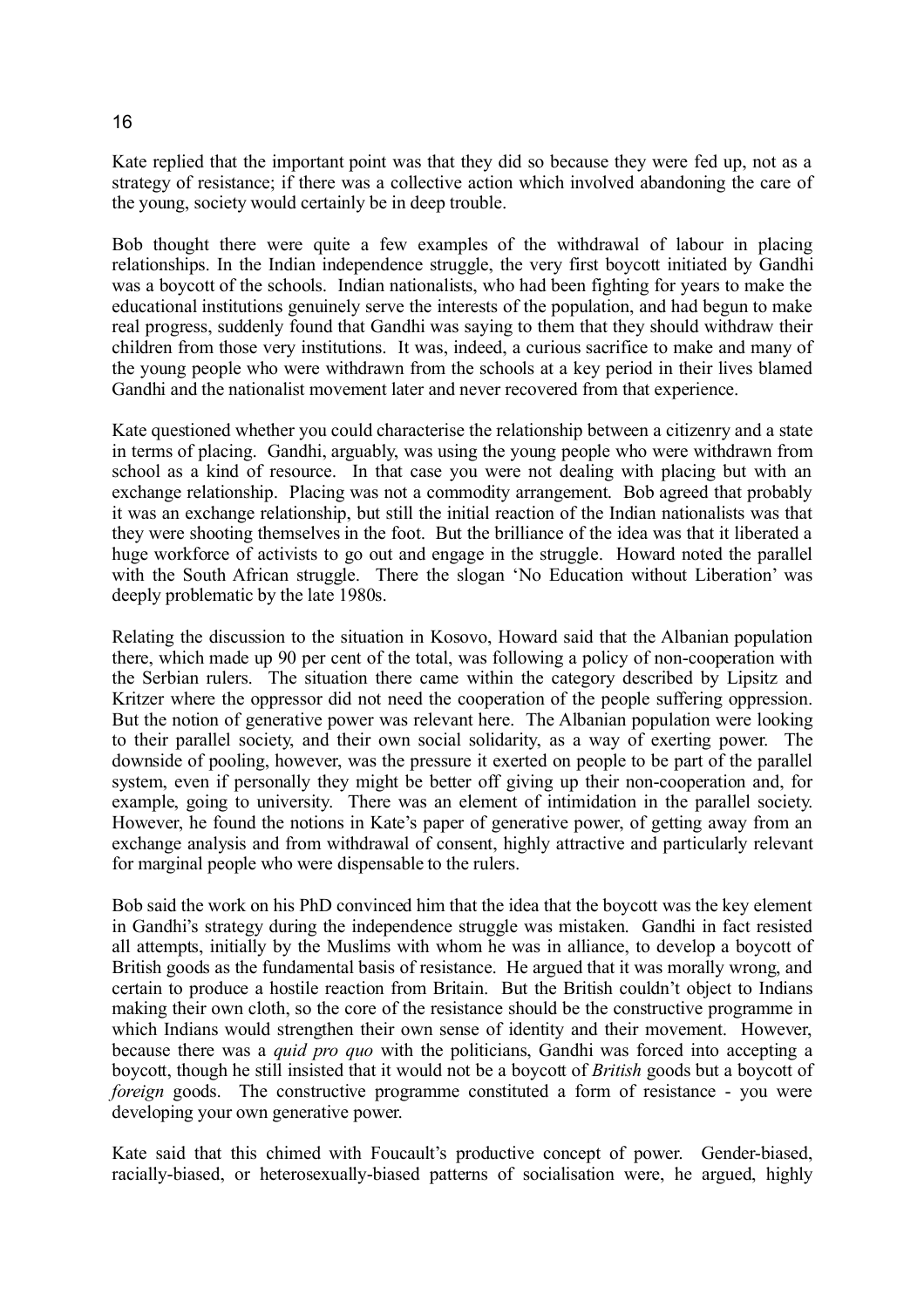Kate replied that the important point was that they did so because they were fed up, not as a strategy of resistance; if there was a collective action which involved abandoning the care of the young, society would certainly be in deep trouble.

Bob thought there were quite a few examples of the withdrawal of labour in placing relationships. In the Indian independence struggle, the very first boycott initiated by Gandhi was a boycott of the schools. Indian nationalists, who had been fighting for years to make the educational institutions genuinely serve the interests of the population, and had begun to make real progress, suddenly found that Gandhi was saying to them that they should withdraw their children from those very institutions. It was, indeed, a curious sacrifice to make and many of the young people who were withdrawn from the schools at a key period in their lives blamed Gandhi and the nationalist movement later and never recovered from that experience.

Kate questioned whether you could characterise the relationship between a citizenry and a state in terms of placing. Gandhi, arguably, was using the young people who were withdrawn from school as a kind of resource. In that case you were not dealing with placing but with an exchange relationship. Placing was not a commodity arrangement. Bob agreed that probably it was an exchange relationship, but still the initial reaction of the Indian nationalists was that they were shooting themselves in the foot. But the brilliance of the idea was that it liberated a huge workforce of activists to go out and engage in the struggle. Howard noted the parallel with the South African struggle. There the slogan 'No Education without Liberation' was deeply problematic by the late 1980s.

Relating the discussion to the situation in Kosovo, Howard said that the Albanian population there, which made up 90 per cent of the total, was following a policy of non-cooperation with the Serbian rulers. The situation there came within the category described by Lipsitz and Kritzer where the oppressor did not need the cooperation of the people suffering oppression. But the notion of generative power was relevant here. The Albanian population were looking to their parallel society, and their own social solidarity, as a way of exerting power. The downside of pooling, however, was the pressure it exerted on people to be part of the parallel system, even if personally they might be better off giving up their non-cooperation and, for example, going to university. There was an element of intimidation in the parallel society. However, he found the notions in Kate's paper of generative power, of getting away from an exchange analysis and from withdrawal of consent, highly attractive and particularly relevant for marginal people who were dispensable to the rulers.

Bob said the work on his PhD convinced him that the idea that the boycott was the key element in Gandhi's strategy during the independence struggle was mistaken. Gandhi in fact resisted all attempts, initially by the Muslims with whom he was in alliance, to develop a boycott of British goods as the fundamental basis of resistance. He argued that it was morally wrong, and certain to produce a hostile reaction from Britain. But the British couldn't object to Indians making their own cloth, so the core of the resistance should be the constructive programme in which Indians would strengthen their own sense of identity and their movement. However, because there was a *quid pro quo* with the politicians, Gandhi was forced into accepting a boycott, though he still insisted that it would not be a boycott of *British* goods but a boycott of *foreign* goods. The constructive programme constituted a form of resistance - you were developing your own generative power.

Kate said that this chimed with Foucault's productive concept of power. Gender-biased, racially-biased, or heterosexually-biased patterns of socialisation were, he argued, highly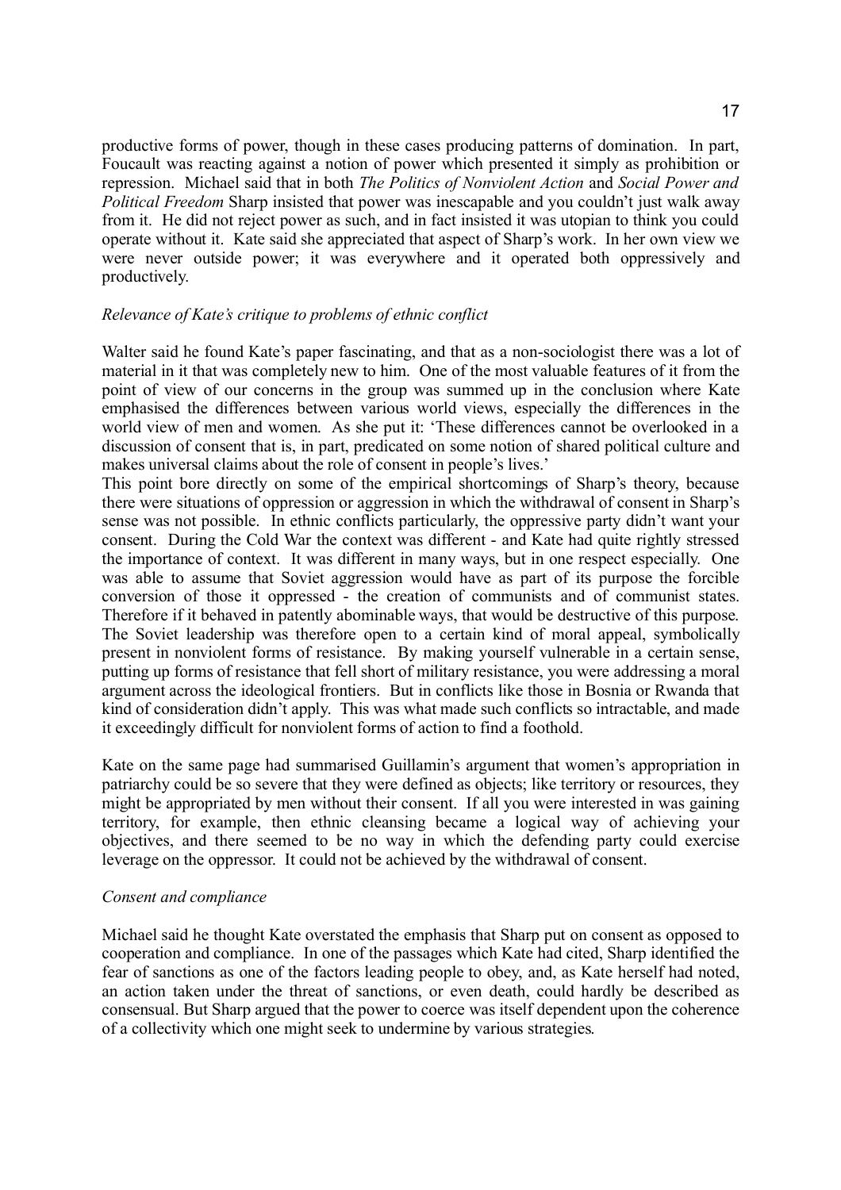productive forms of power, though in these cases producing patterns of domination. In part, Foucault was reacting against a notion of power which presented it simply as prohibition or repression. Michael said that in both *The Politics of Nonviolent Action* and *Social Power and Political Freedom* Sharp insisted that power was inescapable and you couldn't just walk away from it. He did not reject power as such, and in fact insisted it was utopian to think you could operate without it. Kate said she appreciated that aspect of Sharp's work. In her own view we were never outside power; it was everywhere and it operated both oppressively and productively.

*Relevance of Kate's critique to problems of ethnic conflict*

Walter said he found Kate's paper fascinating, and that as a non-sociologist there was a lot of material in it that was completely new to him. One of the most valuable features of it from the point of view of our concerns in the group was summed up in the conclusion where Kate emphasised the differences between various world views, especially the differences in the world view of men and women. As she put it: 'These differences cannot be overlooked in a discussion of consent that is, in part, predicated on some notion of shared political culture and makes universal claims about the role of consent in people's lives.'

This point bore directly on some of the empirical shortcomings of Sharp's theory, because there were situations of oppression or aggression in which the withdrawal of consent in Sharp's sense was not possible. In ethnic conflicts particularly, the oppressive party didn't want your consent. During the Cold War the context was different - and Kate had quite rightly stressed the importance of context. It was different in many ways, but in one respect especially. One was able to assume that Soviet aggression would have as part of its purpose the forcible conversion of those it oppressed - the creation of communists and of communist states. Therefore if it behaved in patently abominable ways, that would be destructive of this purpose. The Soviet leadership was therefore open to a certain kind of moral appeal, symbolically present in nonviolent forms of resistance. By making yourself vulnerable in a certain sense, putting up forms of resistance that fell short of military resistance, you were addressing a moral argument across the ideological frontiers. But in conflicts like those in Bosnia or Rwanda that kind of consideration didn't apply. This was what made such conflicts so intractable, and made it exceedingly difficult for nonviolent forms of action to find a foothold.

Kate on the same page had summarised Guillamin's argument that women's appropriation in patriarchy could be so severe that they were defined as objects; like territory or resources, they might be appropriated by men without their consent. If all you were interested in was gaining territory, for example, then ethnic cleansing became a logical way of achieving your objectives, and there seemed to be no way in which the defending party could exercise leverage on the oppressor. It could not be achieved by the withdrawal of consent.

*Consent and compliance*

Michael said he thought Kate overstated the emphasis that Sharp put on consent as opposed to cooperation and compliance. In one of the passages which Kate had cited, Sharp identified the fear of sanctions as one of the factors leading people to obey, and, as Kate herself had noted, an action taken under the threat of sanctions, or even death, could hardly be described as consensual. But Sharp argued that the power to coerce was itself dependent upon the coherence of a collectivity which one might seek to undermine by various strategies.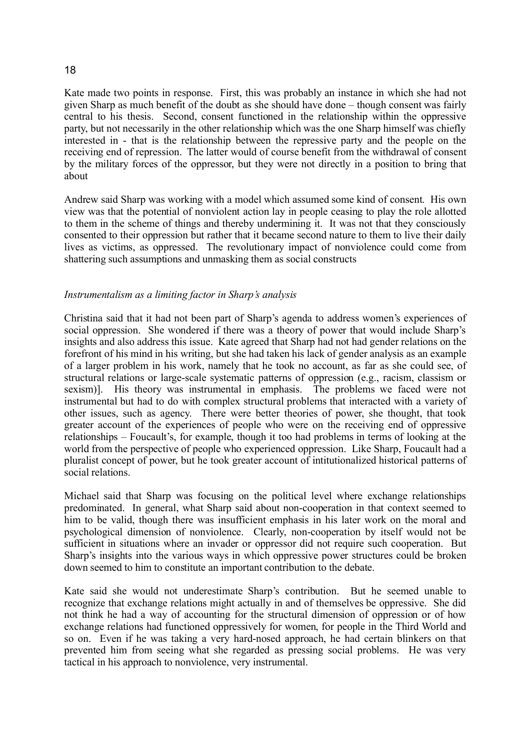Kate made two points in response. First, this was probably an instance in which she had not given Sharp as much benefit of the doubt as she should have done – though consent was fairly central to his thesis. Second, consent functioned in the relationship within the oppressive party, but not necessarily in the other relationship which was the one Sharp himself was chiefly interested in - that is the relationship between the repressive party and the people on the receiving end of repression. The latter would of course benefit from the withdrawal of consent by the military forces of the oppressor, but they were not directly in a position to bring that about

Andrew said Sharp was working with a model which assumed some kind of consent. His own view was that the potential of nonviolent action lay in people ceasing to play the role allotted to them in the scheme of things and thereby undermining it. It was not that they consciously consented to their oppression but rather that it became second nature to them to live their daily lives as victims, as oppressed. The revolutionary impact of nonviolence could come from shattering such assumptions and unmasking them as social constructs

*Instrumentalism as a limiting factor in Sharp's analysis*

Christina said that it had not been part of Sharp's agenda to address women's experiences of social oppression. She wondered if there was a theory of power that would include Sharp's insights and also address this issue. Kate agreed that Sharp had not had gender relations on the forefront of his mind in his writing, but she had taken his lack of gender analysis as an example of a larger problem in his work, namely that he took no account, as far as she could see, of structural relations or large-scale systematic patterns of oppression (e.g., racism, classism or sexism)]. His theory was instrumental in emphasis. The problems we faced were not instrumental but had to do with complex structural problems that interacted with a variety of other issues, such as agency. There were better theories of power, she thought, that took greater account of the experiences of people who were on the receiving end of oppressive relationships – Foucault's, for example, though it too had problems in terms of looking at the world from the perspective of people who experienced oppression. Like Sharp, Foucault had a pluralist concept of power, but he took greater account of intitutionalized historical patterns of social relations.

Michael said that Sharp was focusing on the political level where exchange relationships predominated. In general, what Sharp said about non-cooperation in that context seemed to him to be valid, though there was insufficient emphasis in his later work on the moral and psychological dimension of nonviolence. Clearly, non-cooperation by itself would not be sufficient in situations where an invader or oppressor did not require such cooperation. But Sharp's insights into the various ways in which oppressive power structures could be broken down seemed to him to constitute an important contribution to the debate.

Kate said she would not underestimate Sharp's contribution. But he seemed unable to recognize that exchange relations might actually in and of themselves be oppressive. She did not think he had a way of accounting for the structural dimension of oppression or of how exchange relations had functioned oppressively for women, for people in the Third World and so on. Even if he was taking a very hard-nosed approach, he had certain blinkers on that prevented him from seeing what she regarded as pressing social problems. He was very tactical in his approach to nonviolence, very instrumental.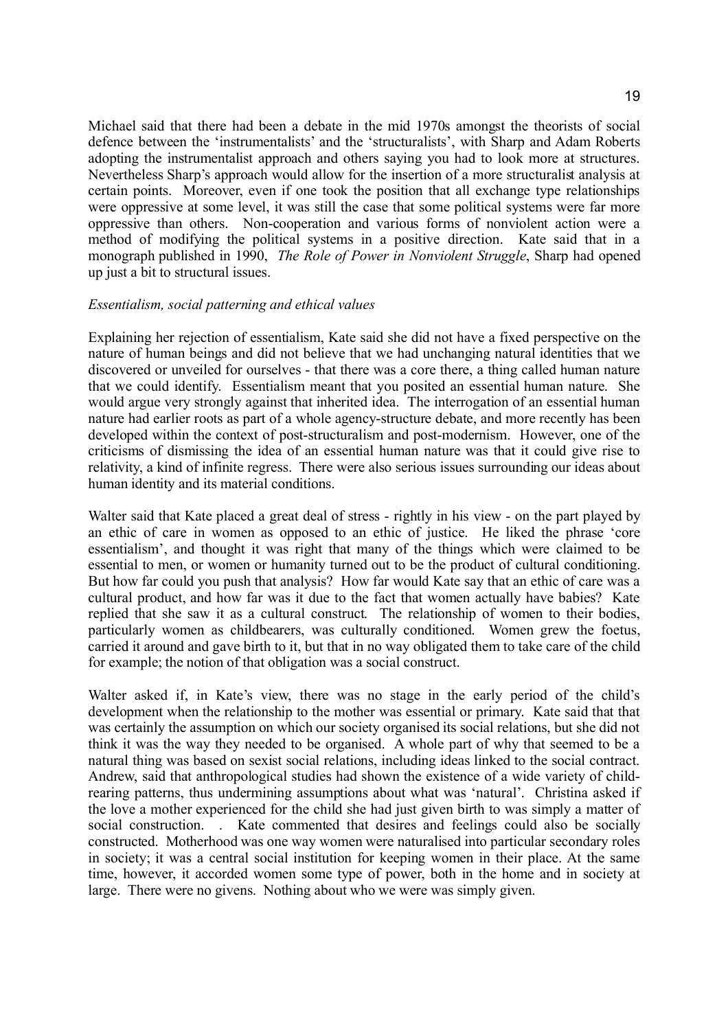Michael said that there had been a debate in the mid 1970s amongst the theorists of social defence between the 'instrumentalists' and the 'structuralists', with Sharp and Adam Roberts adopting the instrumentalist approach and others saying you had to look more at structures. Nevertheless Sharp's approach would allow for the insertion of a more structuralist analysis at certain points. Moreover, even if one took the position that all exchange type relationships were oppressive at some level, it was still the case that some political systems were far more oppressive than others. Non-cooperation and various forms of nonviolent action were a method of modifying the political systems in a positive direction. Kate said that in a monograph published in 1990, *The Role of Power in Nonviolent Struggle*, Sharp had opened up just a bit to structural issues.

*Essentialism, social patterning and ethical values*

Explaining her rejection of essentialism, Kate said she did not have a fixed perspective on the nature of human beings and did not believe that we had unchanging natural identities that we discovered or unveiled for ourselves - that there was a core there, a thing called human nature that we could identify. Essentialism meant that you posited an essential human nature. She would argue very strongly against that inherited idea. The interrogation of an essential human nature had earlier roots as part of a whole agency-structure debate, and more recently has been developed within the context of post-structuralism and post-modernism. However, one of the criticisms of dismissing the idea of an essential human nature was that it could give rise to relativity, a kind of infinite regress. There were also serious issues surrounding our ideas about human identity and its material conditions.

Walter said that Kate placed a great deal of stress - rightly in his view - on the part played by an ethic of care in women as opposed to an ethic of justice. He liked the phrase 'core essentialism', and thought it was right that many of the things which were claimed to be essential to men, or women or humanity turned out to be the product of cultural conditioning. But how far could you push that analysis? How far would Kate say that an ethic of care was a cultural product, and how far was it due to the fact that women actually have babies? Kate replied that she saw it as a cultural construct. The relationship of women to their bodies, particularly women as childbearers, was culturally conditioned. Women grew the foetus, carried it around and gave birth to it, but that in no way obligated them to take care of the child for example; the notion of that obligation was a social construct.

Walter asked if, in Kate's view, there was no stage in the early period of the child's development when the relationship to the mother was essential or primary. Kate said that that was certainly the assumption on which our society organised its social relations, but she did not think it was the way they needed to be organised. A whole part of why that seemed to be a natural thing was based on sexist social relations, including ideas linked to the social contract. Andrew, said that anthropological studies had shown the existence of a wide variety of child-rearing patterns, thus undermining assumptions about what was 'natural'. Christina asked if the love a mother experienced for the child she had just given birth to was simply a matter of social construction. . Kate commented that desires and feelings could also be socially constructed. Motherhood was one way women were naturalised into particular secondary roles in society; it was a central social institution for keeping women in their place. At the same time, however, it accorded women some type of power, both in the home and in society at large. There were no givens. Nothing about who we were was simply given.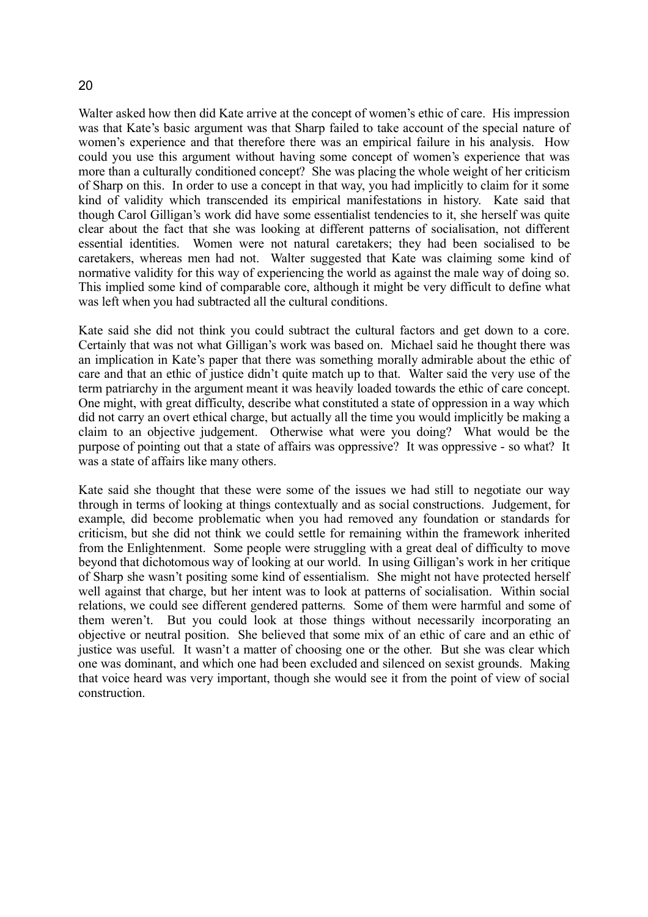Walter asked how then did Kate arrive at the concept of women's ethic of care. His impression was that Kate's basic argument was that Sharp failed to take account of the special nature of women's experience and that therefore there was an empirical failure in his analysis. How could you use this argument without having some concept of women's experience that was more than a culturally conditioned concept? She was placing the whole weight of her criticism of Sharp on this. In order to use a concept in that way, you had implicitly to claim for it some kind of validity which transcended its empirical manifestations in history. Kate said that though Carol Gilligan's work did have some essentialist tendencies to it, she herself was quite clear about the fact that she was looking at different patterns of socialisation, not different essential identities. Women were not natural caretakers; they had been socialised to be caretakers, whereas men had not. Walter suggested that Kate was claiming some kind of normative validity for this way of experiencing the world as against the male way of doing so. This implied some kind of comparable core, although it might be very difficult to define what was left when you had subtracted all the cultural conditions.

Kate said she did not think you could subtract the cultural factors and get down to a core. Certainly that was not what Gilligan's work was based on. Michael said he thought there was an implication in Kate's paper that there was something morally admirable about the ethic of care and that an ethic of justice didn't quite match up to that. Walter said the very use of the term patriarchy in the argument meant it was heavily loaded towards the ethic of care concept. One might, with great difficulty, describe what constituted a state of oppression in a way which did not carry an overt ethical charge, but actually all the time you would implicitly be making a claim to an objective judgement. Otherwise what were you doing? What would be the purpose of pointing out that a state of affairs was oppressive? It was oppressive - so what? It was a state of affairs like many others.

Kate said she thought that these were some of the issues we had still to negotiate our way through in terms of looking at things contextually and as social constructions. Judgement, for example, did become problematic when you had removed any foundation or standards for criticism, but she did not think we could settle for remaining within the framework inherited from the Enlightenment. Some people were struggling with a great deal of difficulty to move beyond that dichotomous way of looking at our world. In using Gilligan's work in her critique of Sharp she wasn't positing some kind of essentialism. She might not have protected herself well against that charge, but her intent was to look at patterns of socialisation. Within social relations, we could see different gendered patterns. Some of them were harmful and some of them weren't. But you could look at those things without necessarily incorporating an objective or neutral position. She believed that some mix of an ethic of care and an ethic of justice was useful. It wasn't a matter of choosing one or the other. But she was clear which one was dominant, and which one had been excluded and silenced on sexist grounds. Making that voice heard was very important, though she would see it from the point of view of social construction.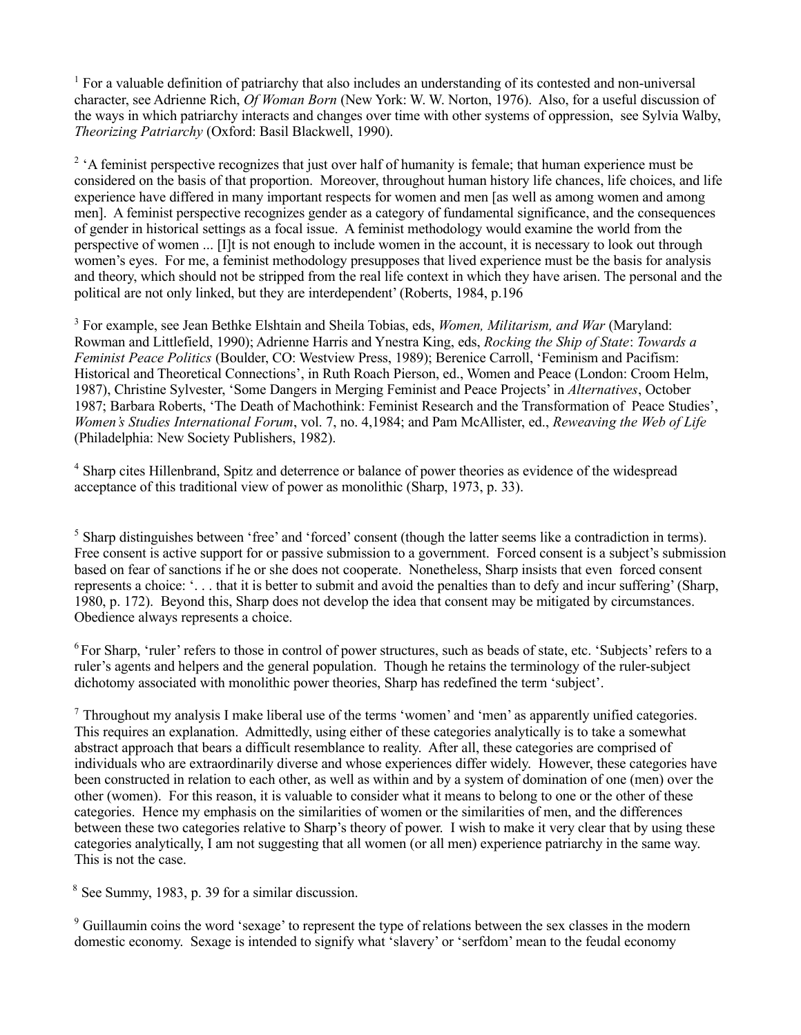[1] For a valuable definition of patriarchy that also includes an understanding of its contested and non-universal character, see Adrienne Rich, *Of Woman Born* (New York: W. W. Norton, 1976). Also, for a useful discussion of the ways in which patriarchy interacts and changes over time with other systems of oppression, see Sylvia Walby, *Theorizing Patriarchy* (Oxford: Basil Blackwell, 1990).

[2] 'A feminist perspective recognizes that just over half of humanity is female; that human experience must be considered on the basis of that proportion. Moreover, throughout human history life chances, life choices, and life experience have differed in many important respects for women and men [as well as among women and among men]. A feminist perspective recognizes gender as a category of fundamental significance, and the consequences of gender in historical settings as a focal issue. A feminist methodology would examine the world from the perspective of women ... [I]t is not enough to include women in the account, it is necessary to look out through women's eyes. For me, a feminist methodology presupposes that lived experience must be the basis for analysis and theory, which should not be stripped from the real life context in which they have arisen. The personal and the political are not only linked, but they are interdependent' (Roberts, 1984, p.196

[3] For example, see Jean Bethke Elshtain and Sheila Tobias, eds, *Women, Militarism, and War* (Maryland: Rowman and Littlefield, 1990); Adrienne Harris and Ynestra King, eds, *Rocking the Ship of State*: *Towards a Feminist Peace Politics* (Boulder, CO: Westview Press, 1989); Berenice Carroll, 'Feminism and Pacifism: Historical and Theoretical Connections', in Ruth Roach Pierson, ed., Women and Peace (London: Croom Helm, 1987), Christine Sylvester, 'Some Dangers in Merging Feminist and Peace Projects' in *Alternatives*, October 1987; Barbara Roberts, 'The Death of Machothink: Feminist Research and the Transformation of Peace Studies', *Women's Studies International Forum*, vol. 7, no. 4,1984; and Pam McAllister, ed., *Reweaving the Web of Life* (Philadelphia: New Society Publishers, 1982).

[4] Sharp cites Hillenbrand, Spitz and deterrence or balance of power theories as evidence of the widespread acceptance of this traditional view of power as monolithic (Sharp, 1973, p. 33).

[5] Sharp distinguishes between 'free' and 'forced' consent (though the latter seems like a contradiction in terms). Free consent is active support for or passive submission to a government. Forced consent is a subject's submission based on fear of sanctions if he or she does not cooperate. Nonetheless, Sharp insists that even forced consent represents a choice: '. . . that it is better to submit and avoid the penalties than to defy and incur suffering' (Sharp, 1980, p. 172). Beyond this, Sharp does not develop the idea that consent may be mitigated by circumstances. Obedience always represents a choice.

[6] For Sharp, 'ruler' refers to those in control of power structures, such as beads of state, etc. 'Subjects' refers to a ruler's agents and helpers and the general population. Though he retains the terminology of the ruler-subject dichotomy associated with monolithic power theories, Sharp has redefined the term 'subject'.

[7] Throughout my analysis I make liberal use of the terms 'women' and 'men' as apparently unified categories. This requires an explanation. Admittedly, using either of these categories analytically is to take a somewhat abstract approach that bears a difficult resemblance to reality. After all, these categories are comprised of individuals who are extraordinarily diverse and whose experiences differ widely. However, these categories have been constructed in relation to each other, as well as within and by a system of domination of one (men) over the other (women). For this reason, it is valuable to consider what it means to belong to one or the other of these categories. Hence my emphasis on the similarities of women or the similarities of men, and the differences between these two categories relative to Sharp's theory of power. I wish to make it very clear that by using these categories analytically, I am not suggesting that all women (or all men) experience patriarchy in the same way. This is not the case.

[8] See Summy, 1983, p. 39 for a similar discussion.

[9] Guillaumin coins the word 'sexage' to represent the type of relations between the sex classes in the modern domestic economy. Sexage is intended to signify what 'slavery' or 'serfdom' mean to the feudal economy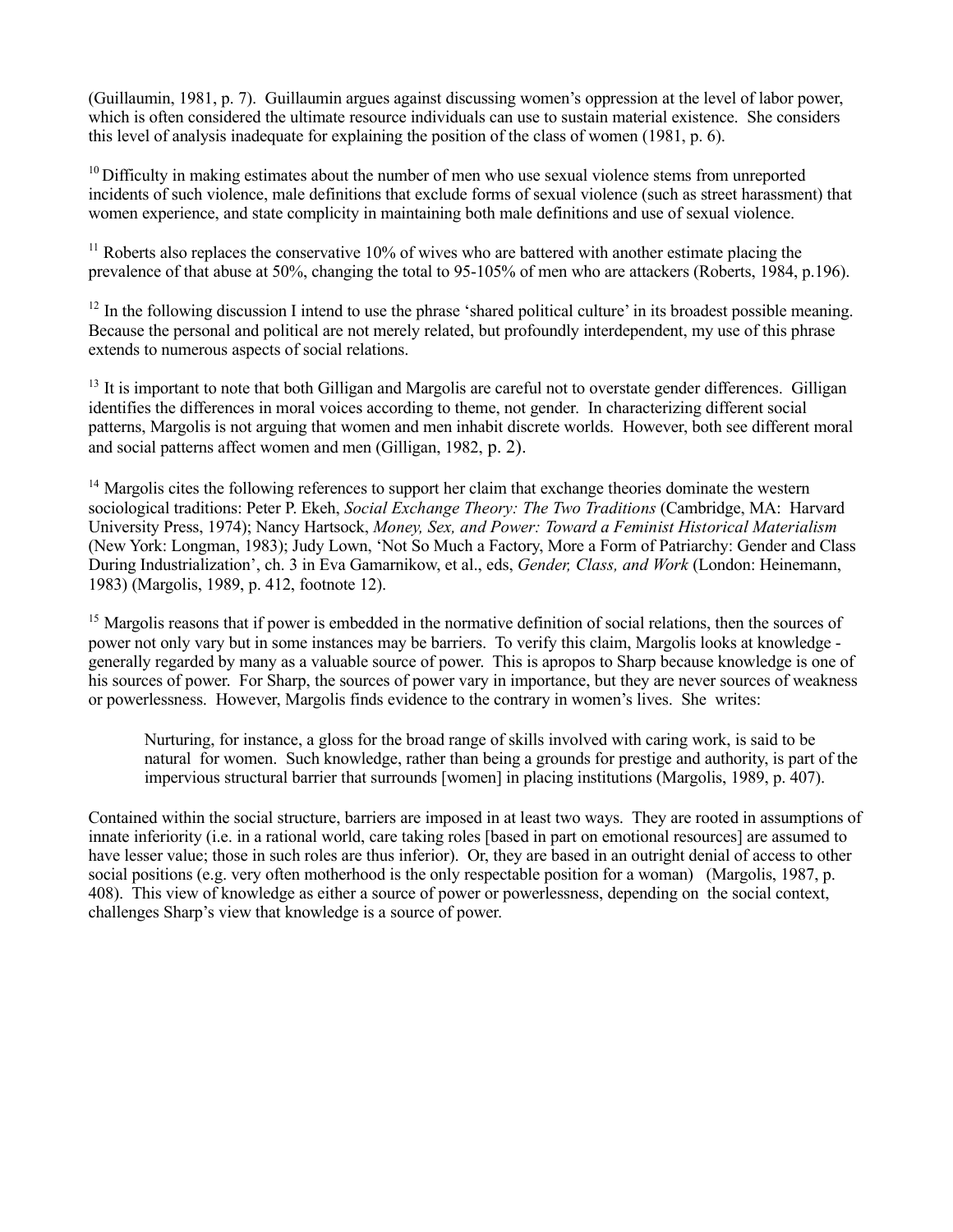(Guillaumin, 1981, p. 7). Guillaumin argues against discussing women's oppression at the level of labor power, which is often considered the ultimate resource individuals can use to sustain material existence. She considers this level of analysis inadequate for explaining the position of the class of women (1981, p. 6).

[10] Difficulty in making estimates about the number of men who use sexual violence stems from unreported incidents of such violence, male definitions that exclude forms of sexual violence (such as street harassment) that women experience, and state complicity in maintaining both male definitions and use of sexual violence.

[11] Roberts also replaces the conservative 10% of wives who are battered with another estimate placing the prevalence of that abuse at 50%, changing the total to 95-105% of men who are attackers (Roberts, 1984, p.196).

[12] In the following discussion I intend to use the phrase 'shared political culture' in its broadest possible meaning. Because the personal and political are not merely related, but profoundly interdependent, my use of this phrase extends to numerous aspects of social relations.

[13] It is important to note that both Gilligan and Margolis are careful not to overstate gender differences. Gilligan identifies the differences in moral voices according to theme, not gender. In characterizing different social patterns, Margolis is not arguing that women and men inhabit discrete worlds. However, both see different moral and social patterns affect women and men (Gilligan, 1982, p. 2).

[14] Margolis cites the following references to support her claim that exchange theories dominate the western sociological traditions: Peter P. Ekeh, *Social Exchange Theory: The Two Traditions* (Cambridge, MA: Harvard University Press, 1974); Nancy Hartsock, *Money, Sex, and Power: Toward a Feminist Historical Materialism* (New York: Longman, 1983); Judy Lown, 'Not So Much a Factory, More a Form of Patriarchy: Gender and Class During Industrialization', ch. 3 in Eva Gamarnikow, et al., eds, *Gender, Class, and Work* (London: Heinemann, 1983) (Margolis, 1989, p. 412, footnote 12).

[15] Margolis reasons that if power is embedded in the normative definition of social relations, then the sources of power not only vary but in some instances may be barriers. To verify this claim, Margolis looks at knowledge - generally regarded by many as a valuable source of power. This is apropos to Sharp because knowledge is one of his sources of power. For Sharp, the sources of power vary in importance, but they are never sources of weakness or powerlessness. However, Margolis finds evidence to the contrary in women's lives. She writes:

> Nurturing, for instance, a gloss for the broad range of skills involved with caring work, is said to be natural for women. Such knowledge, rather than being a grounds for prestige and authority, is part of the impervious structural barrier that surrounds [women] in placing institutions (Margolis, 1989, p. 407).

Contained within the social structure, barriers are imposed in at least two ways. They are rooted in assumptions of innate inferiority (i.e. in a rational world, care taking roles [based in part on emotional resources] are assumed to have lesser value; those in such roles are thus inferior). Or, they are based in an outright denial of access to other social positions (e.g. very often motherhood is the only respectable position for a woman) (Margolis, 1987, p. 408). This view of knowledge as either a source of power or powerlessness, depending on the social context, challenges Sharp's view that knowledge is a source of power.